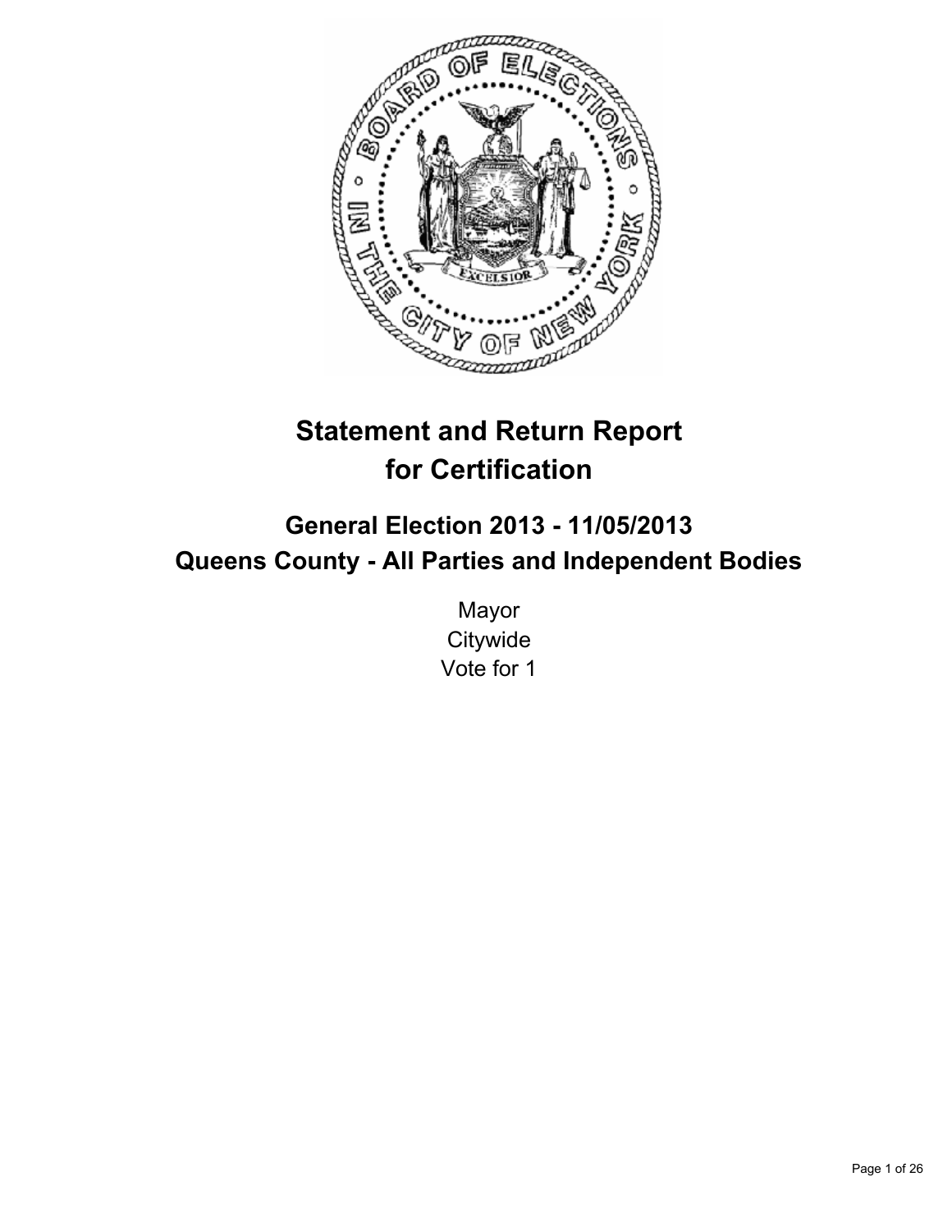# Statement and Return Report for Certification

## General Election 2013 - 11/05/2013
## Queens County - All Parties and Independent Bodies

Mayor
Citywide
Vote for 1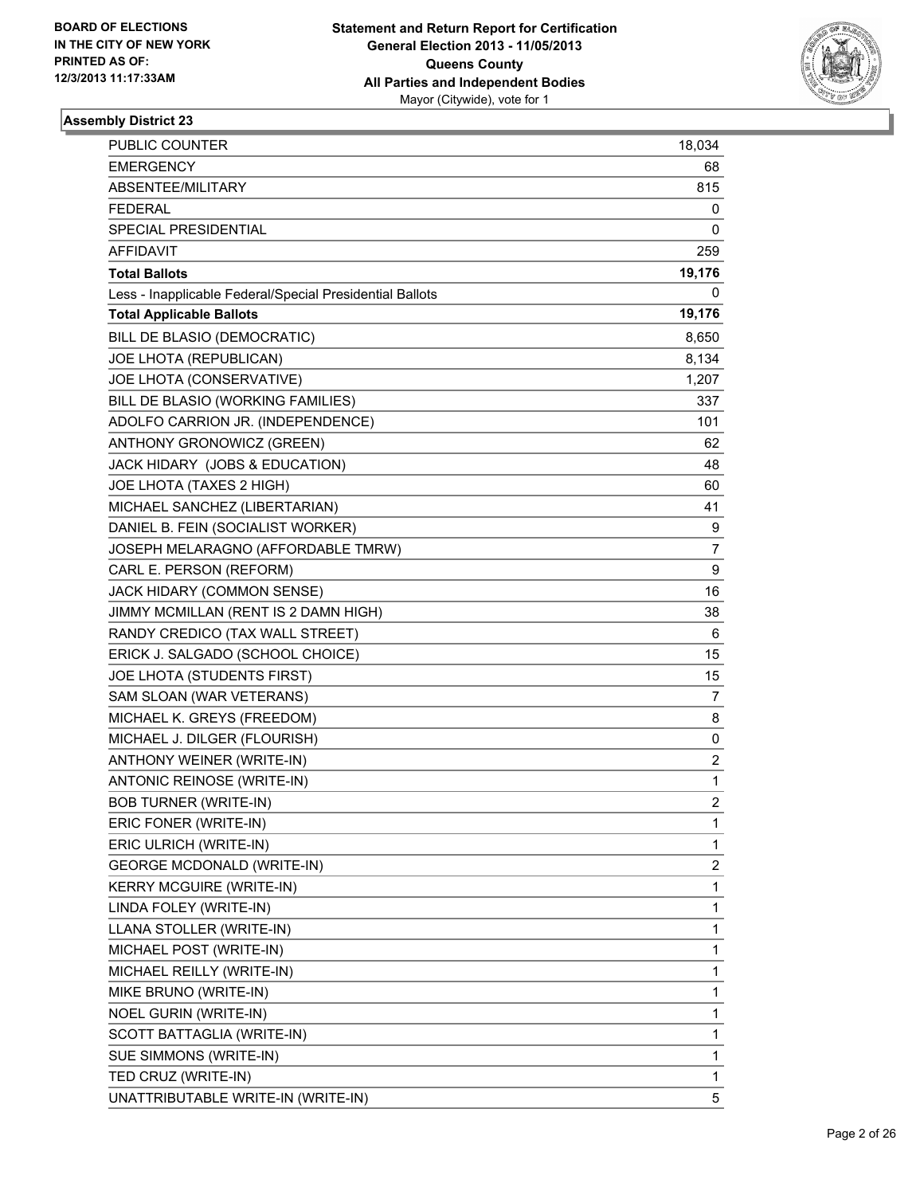BOARD OF ELECTIONS
IN THE CITY OF NEW YORK
PRINTED AS OF:
12/3/2013 11:17:33AM

**Statement and Return Report for Certification**
**General Election 2013 - 11/05/2013**
**Queens County**
**All Parties and Independent Bodies**
Mayor (Citywide), vote for 1

## Assembly District 23

| | |
|---|---|
| PUBLIC COUNTER | 18,034 |
| EMERGENCY | 68 |
| ABSENTEE/MILITARY | 815 |
| FEDERAL | 0 |
| SPECIAL PRESIDENTIAL | 0 |
| AFFIDAVIT | 259 |
| **Total Ballots** | **19,176** |
| Less - Inapplicable Federal/Special Presidential Ballots | 0 |
| **Total Applicable Ballots** | **19,176** |
| BILL DE BLASIO (DEMOCRATIC) | 8,650 |
| JOE LHOTA (REPUBLICAN) | 8,134 |
| JOE LHOTA (CONSERVATIVE) | 1,207 |
| BILL DE BLASIO (WORKING FAMILIES) | 337 |
| ADOLFO CARRION JR. (INDEPENDENCE) | 101 |
| ANTHONY GRONOWICZ (GREEN) | 62 |
| JACK HIDARY (JOBS & EDUCATION) | 48 |
| JOE LHOTA (TAXES 2 HIGH) | 60 |
| MICHAEL SANCHEZ (LIBERTARIAN) | 41 |
| DANIEL B. FEIN (SOCIALIST WORKER) | 9 |
| JOSEPH MELARAGNO (AFFORDABLE TMRW) | 7 |
| CARL E. PERSON (REFORM) | 9 |
| JACK HIDARY (COMMON SENSE) | 16 |
| JIMMY MCMILLAN (RENT IS 2 DAMN HIGH) | 38 |
| RANDY CREDICO (TAX WALL STREET) | 6 |
| ERICK J. SALGADO (SCHOOL CHOICE) | 15 |
| JOE LHOTA (STUDENTS FIRST) | 15 |
| SAM SLOAN (WAR VETERANS) | 7 |
| MICHAEL K. GREYS (FREEDOM) | 8 |
| MICHAEL J. DILGER (FLOURISH) | 0 |
| ANTHONY WEINER (WRITE-IN) | 2 |
| ANTONIC REINOSE (WRITE-IN) | 1 |
| BOB TURNER (WRITE-IN) | 2 |
| ERIC FONER (WRITE-IN) | 1 |
| ERIC ULRICH (WRITE-IN) | 1 |
| GEORGE MCDONALD (WRITE-IN) | 2 |
| KERRY MCGUIRE (WRITE-IN) | 1 |
| LINDA FOLEY (WRITE-IN) | 1 |
| LLANA STOLLER (WRITE-IN) | 1 |
| MICHAEL POST (WRITE-IN) | 1 |
| MICHAEL REILLY (WRITE-IN) | 1 |
| MIKE BRUNO (WRITE-IN) | 1 |
| NOEL GURIN (WRITE-IN) | 1 |
| SCOTT BATTAGLIA (WRITE-IN) | 1 |
| SUE SIMMONS (WRITE-IN) | 1 |
| TED CRUZ (WRITE-IN) | 1 |
| UNATTRIBUTABLE WRITE-IN (WRITE-IN) | 5 |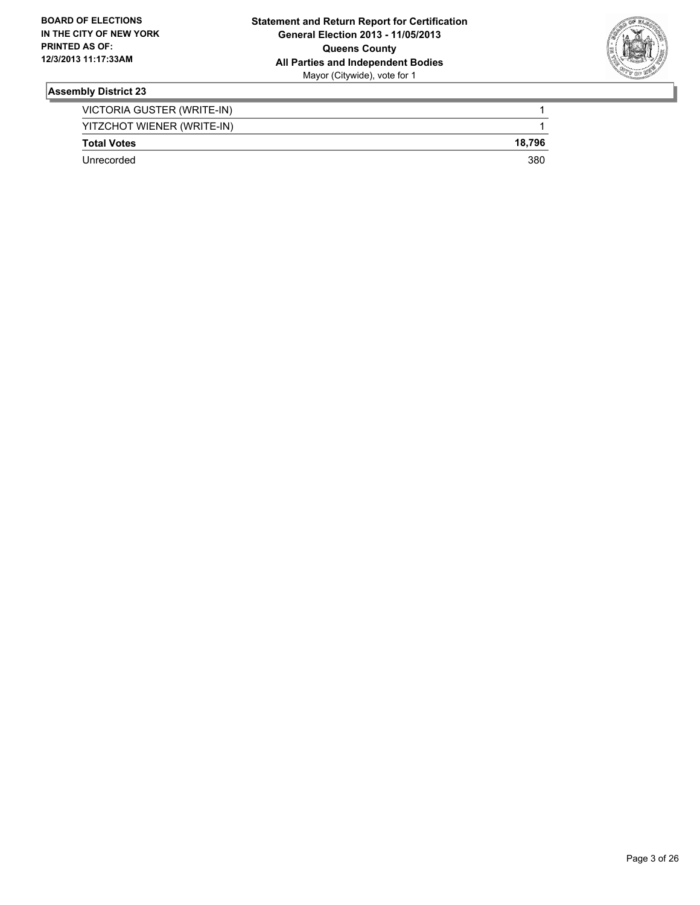**BOARD OF ELECTIONS IN THE CITY OF NEW YORK PRINTED AS OF: 12/3/2013 11:17:33AM**

**Statement and Return Report for Certification**
**General Election 2013 - 11/05/2013**
**Queens County**
**All Parties and Independent Bodies**
Mayor (Citywide), vote for 1

## Assembly District 23

| | |
|---|---|
| VICTORIA GUSTER (WRITE-IN) | 1 |
| YITZCHOT WIENER (WRITE-IN) | 1 |
| **Total Votes** | **18,796** |
| Unrecorded | 380 |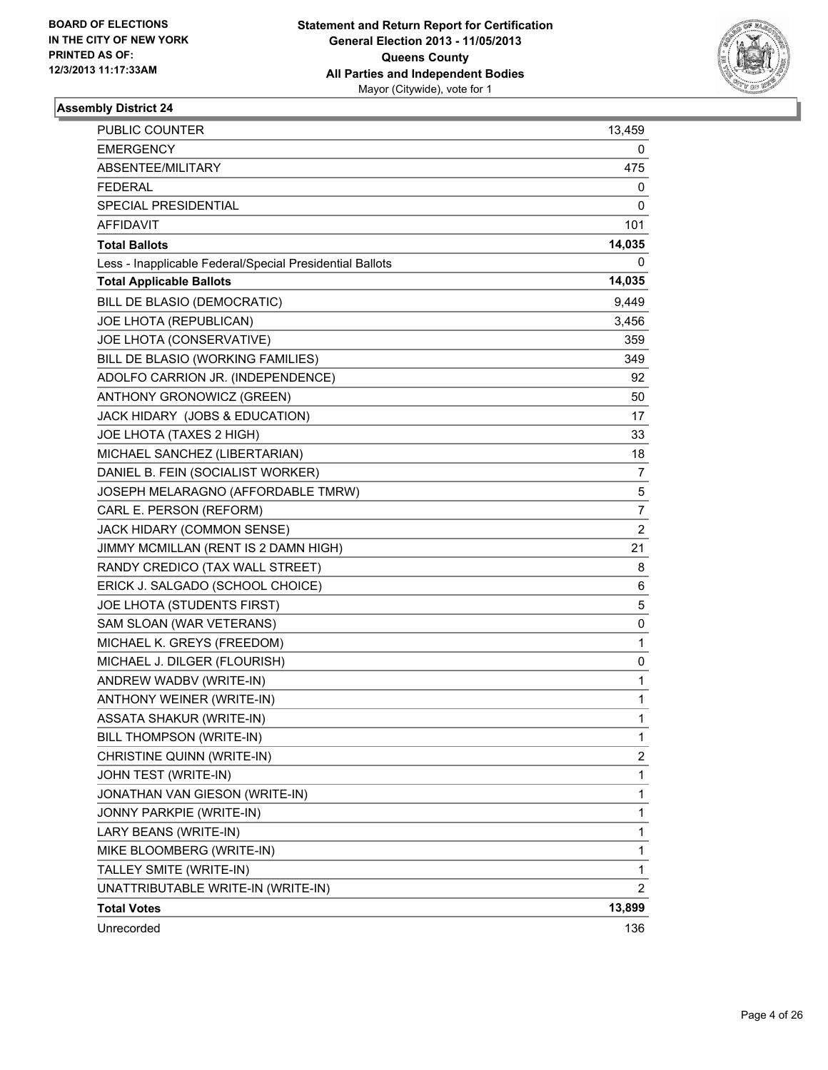BOARD OF ELECTIONS
IN THE CITY OF NEW YORK
PRINTED AS OF:
12/3/2013 11:17:33AM

**Statement and Return Report for Certification**
**General Election 2013 - 11/05/2013**
**Queens County**
**All Parties and Independent Bodies**
Mayor (Citywide), vote for 1

### Assembly District 24

| | |
|---|---|
| PUBLIC COUNTER | 13,459 |
| EMERGENCY | 0 |
| ABSENTEE/MILITARY | 475 |
| FEDERAL | 0 |
| SPECIAL PRESIDENTIAL | 0 |
| AFFIDAVIT | 101 |
| **Total Ballots** | **14,035** |
| Less - Inapplicable Federal/Special Presidential Ballots | 0 |
| **Total Applicable Ballots** | **14,035** |
| BILL DE BLASIO (DEMOCRATIC) | 9,449 |
| JOE LHOTA (REPUBLICAN) | 3,456 |
| JOE LHOTA (CONSERVATIVE) | 359 |
| BILL DE BLASIO (WORKING FAMILIES) | 349 |
| ADOLFO CARRION JR. (INDEPENDENCE) | 92 |
| ANTHONY GRONOWICZ (GREEN) | 50 |
| JACK HIDARY (JOBS & EDUCATION) | 17 |
| JOE LHOTA (TAXES 2 HIGH) | 33 |
| MICHAEL SANCHEZ (LIBERTARIAN) | 18 |
| DANIEL B. FEIN (SOCIALIST WORKER) | 7 |
| JOSEPH MELARAGNO (AFFORDABLE TMRW) | 5 |
| CARL E. PERSON (REFORM) | 7 |
| JACK HIDARY (COMMON SENSE) | 2 |
| JIMMY MCMILLAN (RENT IS 2 DAMN HIGH) | 21 |
| RANDY CREDICO (TAX WALL STREET) | 8 |
| ERICK J. SALGADO (SCHOOL CHOICE) | 6 |
| JOE LHOTA (STUDENTS FIRST) | 5 |
| SAM SLOAN (WAR VETERANS) | 0 |
| MICHAEL K. GREYS (FREEDOM) | 1 |
| MICHAEL J. DILGER (FLOURISH) | 0 |
| ANDREW WADBV (WRITE-IN) | 1 |
| ANTHONY WEINER (WRITE-IN) | 1 |
| ASSATA SHAKUR (WRITE-IN) | 1 |
| BILL THOMPSON (WRITE-IN) | 1 |
| CHRISTINE QUINN (WRITE-IN) | 2 |
| JOHN TEST (WRITE-IN) | 1 |
| JONATHAN VAN GIESON (WRITE-IN) | 1 |
| JONNY PARKPIE (WRITE-IN) | 1 |
| LARY BEANS (WRITE-IN) | 1 |
| MIKE BLOOMBERG (WRITE-IN) | 1 |
| TALLEY SMITE (WRITE-IN) | 1 |
| UNATTRIBUTABLE WRITE-IN (WRITE-IN) | 2 |
| **Total Votes** | **13,899** |
| Unrecorded | 136 |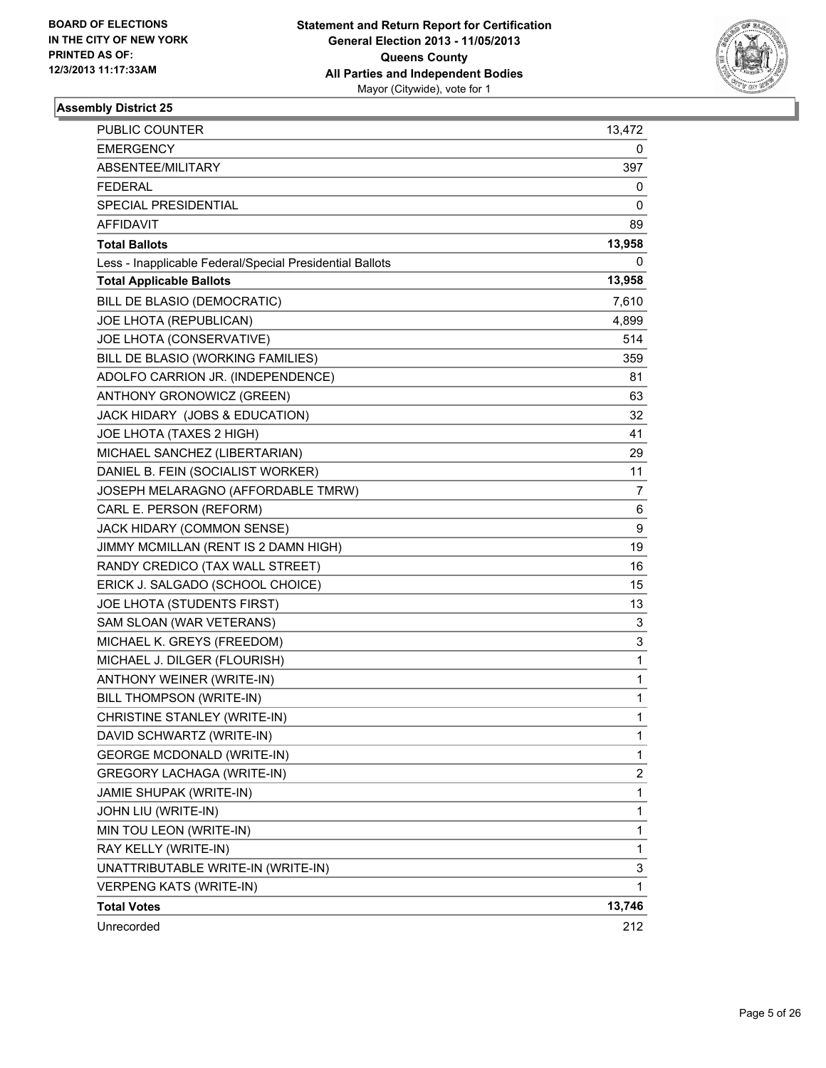BOARD OF ELECTIONS
IN THE CITY OF NEW YORK
PRINTED AS OF:
12/3/2013 11:17:33AM

**Statement and Return Report for Certification**
**General Election 2013 - 11/05/2013**
**Queens County**
**All Parties and Independent Bodies**
Mayor (Citywide), vote for 1

## Assembly District 25

| | |
|---|---|
| PUBLIC COUNTER | 13,472 |
| EMERGENCY | 0 |
| ABSENTEE/MILITARY | 397 |
| FEDERAL | 0 |
| SPECIAL PRESIDENTIAL | 0 |
| AFFIDAVIT | 89 |
| **Total Ballots** | **13,958** |
| Less - Inapplicable Federal/Special Presidential Ballots | 0 |
| **Total Applicable Ballots** | **13,958** |
| BILL DE BLASIO (DEMOCRATIC) | 7,610 |
| JOE LHOTA (REPUBLICAN) | 4,899 |
| JOE LHOTA (CONSERVATIVE) | 514 |
| BILL DE BLASIO (WORKING FAMILIES) | 359 |
| ADOLFO CARRION JR. (INDEPENDENCE) | 81 |
| ANTHONY GRONOWICZ (GREEN) | 63 |
| JACK HIDARY (JOBS & EDUCATION) | 32 |
| JOE LHOTA (TAXES 2 HIGH) | 41 |
| MICHAEL SANCHEZ (LIBERTARIAN) | 29 |
| DANIEL B. FEIN (SOCIALIST WORKER) | 11 |
| JOSEPH MELARAGNO (AFFORDABLE TMRW) | 7 |
| CARL E. PERSON (REFORM) | 6 |
| JACK HIDARY (COMMON SENSE) | 9 |
| JIMMY MCMILLAN (RENT IS 2 DAMN HIGH) | 19 |
| RANDY CREDICO (TAX WALL STREET) | 16 |
| ERICK J. SALGADO (SCHOOL CHOICE) | 15 |
| JOE LHOTA (STUDENTS FIRST) | 13 |
| SAM SLOAN (WAR VETERANS) | 3 |
| MICHAEL K. GREYS (FREEDOM) | 3 |
| MICHAEL J. DILGER (FLOURISH) | 1 |
| ANTHONY WEINER (WRITE-IN) | 1 |
| BILL THOMPSON (WRITE-IN) | 1 |
| CHRISTINE STANLEY (WRITE-IN) | 1 |
| DAVID SCHWARTZ (WRITE-IN) | 1 |
| GEORGE MCDONALD (WRITE-IN) | 1 |
| GREGORY LACHAGA (WRITE-IN) | 2 |
| JAMIE SHUPAK (WRITE-IN) | 1 |
| JOHN LIU (WRITE-IN) | 1 |
| MIN TOU LEON (WRITE-IN) | 1 |
| RAY KELLY (WRITE-IN) | 1 |
| UNATTRIBUTABLE WRITE-IN (WRITE-IN) | 3 |
| VERPENG KATS (WRITE-IN) | 1 |
| **Total Votes** | **13,746** |
| Unrecorded | 212 |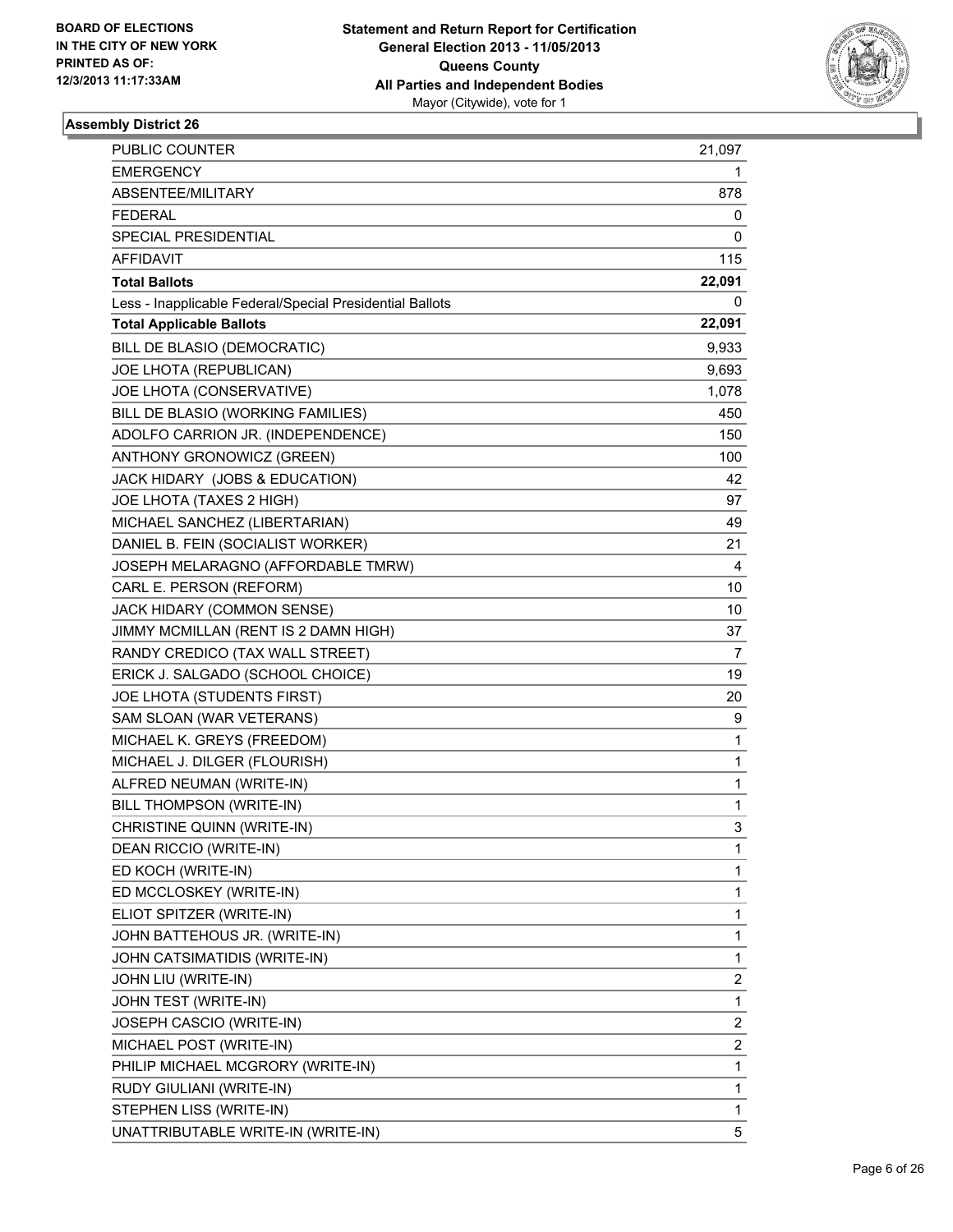BOARD OF ELECTIONS
IN THE CITY OF NEW YORK
PRINTED AS OF:
12/3/2013 11:17:33AM

**Statement and Return Report for Certification**
**General Election 2013 - 11/05/2013**
**Queens County**
**All Parties and Independent Bodies**
Mayor (Citywide), vote for 1

### Assembly District 26

| | |
|---|---|
| PUBLIC COUNTER | 21,097 |
| EMERGENCY | 1 |
| ABSENTEE/MILITARY | 878 |
| FEDERAL | 0 |
| SPECIAL PRESIDENTIAL | 0 |
| AFFIDAVIT | 115 |
| **Total Ballots** | **22,091** |
| Less - Inapplicable Federal/Special Presidential Ballots | 0 |
| **Total Applicable Ballots** | **22,091** |
| BILL DE BLASIO (DEMOCRATIC) | 9,933 |
| JOE LHOTA (REPUBLICAN) | 9,693 |
| JOE LHOTA (CONSERVATIVE) | 1,078 |
| BILL DE BLASIO (WORKING FAMILIES) | 450 |
| ADOLFO CARRION JR. (INDEPENDENCE) | 150 |
| ANTHONY GRONOWICZ (GREEN) | 100 |
| JACK HIDARY (JOBS & EDUCATION) | 42 |
| JOE LHOTA (TAXES 2 HIGH) | 97 |
| MICHAEL SANCHEZ (LIBERTARIAN) | 49 |
| DANIEL B. FEIN (SOCIALIST WORKER) | 21 |
| JOSEPH MELARAGNO (AFFORDABLE TMRW) | 4 |
| CARL E. PERSON (REFORM) | 10 |
| JACK HIDARY (COMMON SENSE) | 10 |
| JIMMY MCMILLAN (RENT IS 2 DAMN HIGH) | 37 |
| RANDY CREDICO (TAX WALL STREET) | 7 |
| ERICK J. SALGADO (SCHOOL CHOICE) | 19 |
| JOE LHOTA (STUDENTS FIRST) | 20 |
| SAM SLOAN (WAR VETERANS) | 9 |
| MICHAEL K. GREYS (FREEDOM) | 1 |
| MICHAEL J. DILGER (FLOURISH) | 1 |
| ALFRED NEUMAN (WRITE-IN) | 1 |
| BILL THOMPSON (WRITE-IN) | 1 |
| CHRISTINE QUINN (WRITE-IN) | 3 |
| DEAN RICCIO (WRITE-IN) | 1 |
| ED KOCH (WRITE-IN) | 1 |
| ED MCCLOSKEY (WRITE-IN) | 1 |
| ELIOT SPITZER (WRITE-IN) | 1 |
| JOHN BATTEHOUS JR. (WRITE-IN) | 1 |
| JOHN CATSIMATIDIS (WRITE-IN) | 1 |
| JOHN LIU (WRITE-IN) | 2 |
| JOHN TEST (WRITE-IN) | 1 |
| JOSEPH CASCIO (WRITE-IN) | 2 |
| MICHAEL POST (WRITE-IN) | 2 |
| PHILIP MICHAEL MCGRORY (WRITE-IN) | 1 |
| RUDY GIULIANI (WRITE-IN) | 1 |
| STEPHEN LISS (WRITE-IN) | 1 |
| UNATTRIBUTABLE WRITE-IN (WRITE-IN) | 5 |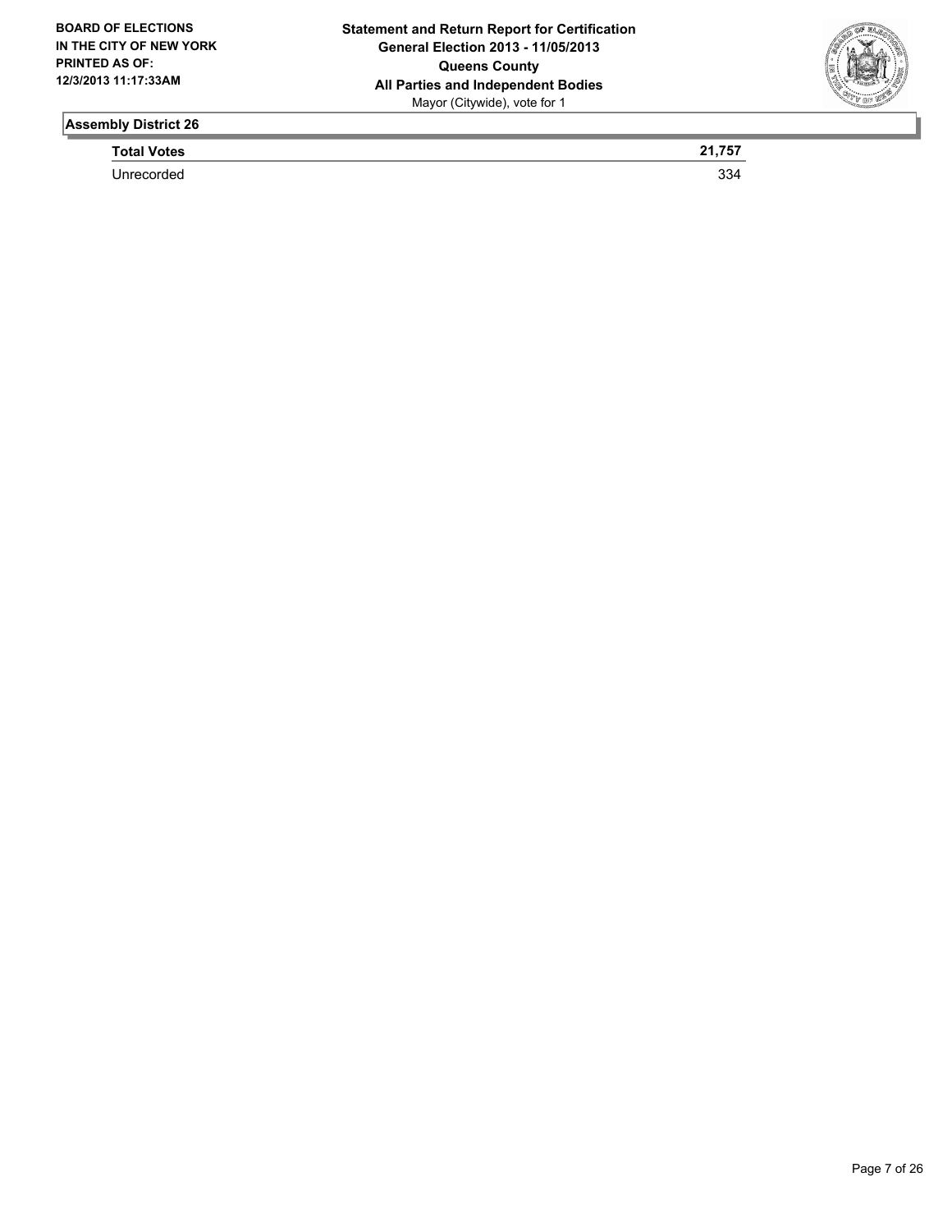## Assembly District 26

| Total Votes | 21,757 |
| --- | --- |
| Unrecorded | 334 |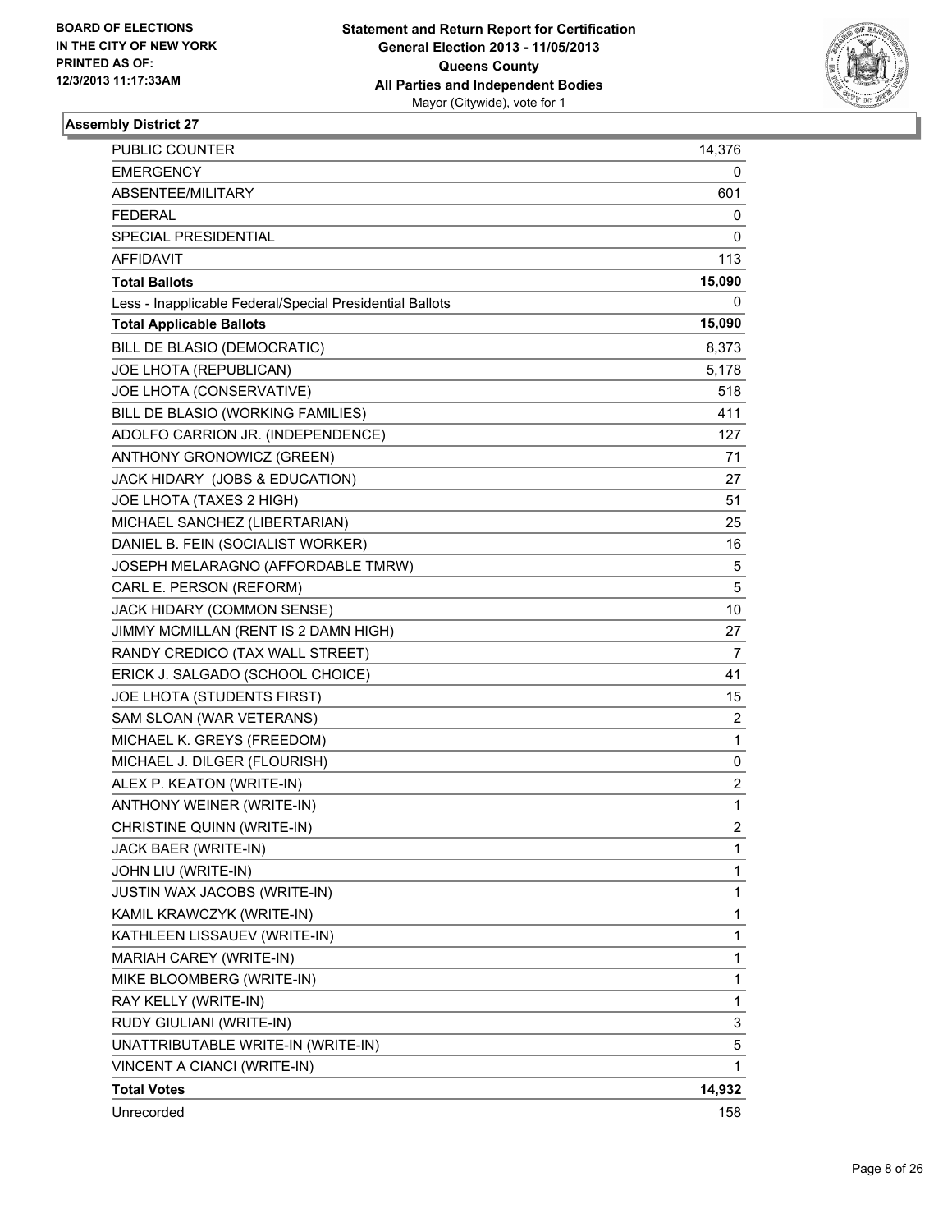BOARD OF ELECTIONS
IN THE CITY OF NEW YORK
PRINTED AS OF:
12/3/2013 11:17:33AM

**Statement and Return Report for Certification**
**General Election 2013 - 11/05/2013**
**Queens County**
**All Parties and Independent Bodies**
Mayor (Citywide), vote for 1

### Assembly District 27

| | |
|---|---|
| PUBLIC COUNTER | 14,376 |
| EMERGENCY | 0 |
| ABSENTEE/MILITARY | 601 |
| FEDERAL | 0 |
| SPECIAL PRESIDENTIAL | 0 |
| AFFIDAVIT | 113 |
| **Total Ballots** | **15,090** |
| Less - Inapplicable Federal/Special Presidential Ballots | 0 |
| **Total Applicable Ballots** | **15,090** |
| BILL DE BLASIO (DEMOCRATIC) | 8,373 |
| JOE LHOTA (REPUBLICAN) | 5,178 |
| JOE LHOTA (CONSERVATIVE) | 518 |
| BILL DE BLASIO (WORKING FAMILIES) | 411 |
| ADOLFO CARRION JR. (INDEPENDENCE) | 127 |
| ANTHONY GRONOWICZ (GREEN) | 71 |
| JACK HIDARY (JOBS & EDUCATION) | 27 |
| JOE LHOTA (TAXES 2 HIGH) | 51 |
| MICHAEL SANCHEZ (LIBERTARIAN) | 25 |
| DANIEL B. FEIN (SOCIALIST WORKER) | 16 |
| JOSEPH MELARAGNO (AFFORDABLE TMRW) | 5 |
| CARL E. PERSON (REFORM) | 5 |
| JACK HIDARY (COMMON SENSE) | 10 |
| JIMMY MCMILLAN (RENT IS 2 DAMN HIGH) | 27 |
| RANDY CREDICO (TAX WALL STREET) | 7 |
| ERICK J. SALGADO (SCHOOL CHOICE) | 41 |
| JOE LHOTA (STUDENTS FIRST) | 15 |
| SAM SLOAN (WAR VETERANS) | 2 |
| MICHAEL K. GREYS (FREEDOM) | 1 |
| MICHAEL J. DILGER (FLOURISH) | 0 |
| ALEX P. KEATON (WRITE-IN) | 2 |
| ANTHONY WEINER (WRITE-IN) | 1 |
| CHRISTINE QUINN (WRITE-IN) | 2 |
| JACK BAER (WRITE-IN) | 1 |
| JOHN LIU (WRITE-IN) | 1 |
| JUSTIN WAX JACOBS (WRITE-IN) | 1 |
| KAMIL KRAWCZYK (WRITE-IN) | 1 |
| KATHLEEN LISSAUEV (WRITE-IN) | 1 |
| MARIAH CAREY (WRITE-IN) | 1 |
| MIKE BLOOMBERG (WRITE-IN) | 1 |
| RAY KELLY (WRITE-IN) | 1 |
| RUDY GIULIANI (WRITE-IN) | 3 |
| UNATTRIBUTABLE WRITE-IN (WRITE-IN) | 5 |
| VINCENT A CIANCI (WRITE-IN) | 1 |
| **Total Votes** | **14,932** |
| Unrecorded | 158 |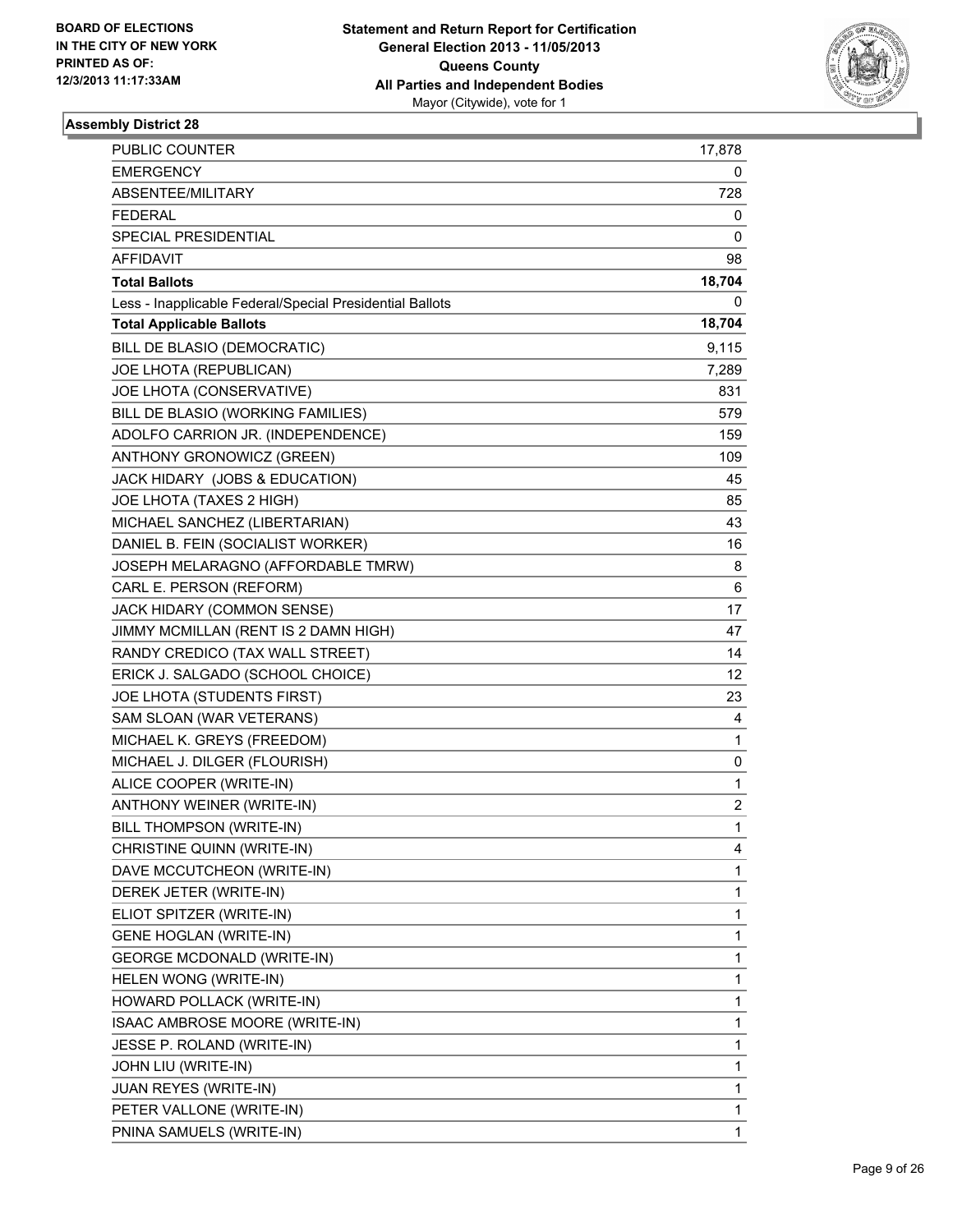BOARD OF ELECTIONS
IN THE CITY OF NEW YORK
PRINTED AS OF:
12/3/2013 11:17:33AM

**Statement and Return Report for Certification**
**General Election 2013 - 11/05/2013**
**Queens County**
**All Parties and Independent Bodies**
Mayor (Citywide), vote for 1

### Assembly District 28

| | |
|---|---|
| PUBLIC COUNTER | 17,878 |
| EMERGENCY | 0 |
| ABSENTEE/MILITARY | 728 |
| FEDERAL | 0 |
| SPECIAL PRESIDENTIAL | 0 |
| AFFIDAVIT | 98 |
| **Total Ballots** | **18,704** |
| Less - Inapplicable Federal/Special Presidential Ballots | 0 |
| **Total Applicable Ballots** | **18,704** |
| BILL DE BLASIO (DEMOCRATIC) | 9,115 |
| JOE LHOTA (REPUBLICAN) | 7,289 |
| JOE LHOTA (CONSERVATIVE) | 831 |
| BILL DE BLASIO (WORKING FAMILIES) | 579 |
| ADOLFO CARRION JR. (INDEPENDENCE) | 159 |
| ANTHONY GRONOWICZ (GREEN) | 109 |
| JACK HIDARY (JOBS & EDUCATION) | 45 |
| JOE LHOTA (TAXES 2 HIGH) | 85 |
| MICHAEL SANCHEZ (LIBERTARIAN) | 43 |
| DANIEL B. FEIN (SOCIALIST WORKER) | 16 |
| JOSEPH MELARAGNO (AFFORDABLE TMRW) | 8 |
| CARL E. PERSON (REFORM) | 6 |
| JACK HIDARY (COMMON SENSE) | 17 |
| JIMMY MCMILLAN (RENT IS 2 DAMN HIGH) | 47 |
| RANDY CREDICO (TAX WALL STREET) | 14 |
| ERICK J. SALGADO (SCHOOL CHOICE) | 12 |
| JOE LHOTA (STUDENTS FIRST) | 23 |
| SAM SLOAN (WAR VETERANS) | 4 |
| MICHAEL K. GREYS (FREEDOM) | 1 |
| MICHAEL J. DILGER (FLOURISH) | 0 |
| ALICE COOPER (WRITE-IN) | 1 |
| ANTHONY WEINER (WRITE-IN) | 2 |
| BILL THOMPSON (WRITE-IN) | 1 |
| CHRISTINE QUINN (WRITE-IN) | 4 |
| DAVE MCCUTCHEON (WRITE-IN) | 1 |
| DEREK JETER (WRITE-IN) | 1 |
| ELIOT SPITZER (WRITE-IN) | 1 |
| GENE HOGLAN (WRITE-IN) | 1 |
| GEORGE MCDONALD (WRITE-IN) | 1 |
| HELEN WONG (WRITE-IN) | 1 |
| HOWARD POLLACK (WRITE-IN) | 1 |
| ISAAC AMBROSE MOORE (WRITE-IN) | 1 |
| JESSE P. ROLAND (WRITE-IN) | 1 |
| JOHN LIU (WRITE-IN) | 1 |
| JUAN REYES (WRITE-IN) | 1 |
| PETER VALLONE (WRITE-IN) | 1 |
| PNINA SAMUELS (WRITE-IN) | 1 |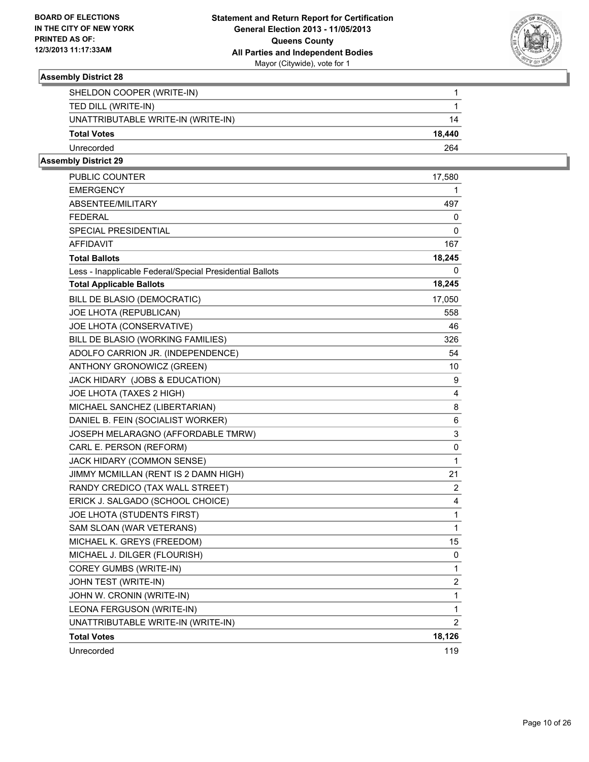**BOARD OF ELECTIONS IN THE CITY OF NEW YORK PRINTED AS OF: 12/3/2013 11:17:33AM**

**Statement and Return Report for Certification General Election 2013 - 11/05/2013 Queens County All Parties and Independent Bodies**
Mayor (Citywide), vote for 1

### Assembly District 28

| | |
|---|---|
| SHELDON COOPER (WRITE-IN) | 1 |
| TED DILL (WRITE-IN) | 1 |
| UNATTRIBUTABLE WRITE-IN (WRITE-IN) | 14 |
| **Total Votes** | **18,440** |
| Unrecorded | 264 |

### Assembly District 29

| | |
|---|---|
| PUBLIC COUNTER | 17,580 |
| EMERGENCY | 1 |
| ABSENTEE/MILITARY | 497 |
| FEDERAL | 0 |
| SPECIAL PRESIDENTIAL | 0 |
| AFFIDAVIT | 167 |
| **Total Ballots** | **18,245** |
| Less - Inapplicable Federal/Special Presidential Ballots | 0 |
| **Total Applicable Ballots** | **18,245** |
| BILL DE BLASIO (DEMOCRATIC) | 17,050 |
| JOE LHOTA (REPUBLICAN) | 558 |
| JOE LHOTA (CONSERVATIVE) | 46 |
| BILL DE BLASIO (WORKING FAMILIES) | 326 |
| ADOLFO CARRION JR. (INDEPENDENCE) | 54 |
| ANTHONY GRONOWICZ (GREEN) | 10 |
| JACK HIDARY (JOBS & EDUCATION) | 9 |
| JOE LHOTA (TAXES 2 HIGH) | 4 |
| MICHAEL SANCHEZ (LIBERTARIAN) | 8 |
| DANIEL B. FEIN (SOCIALIST WORKER) | 6 |
| JOSEPH MELARAGNO (AFFORDABLE TMRW) | 3 |
| CARL E. PERSON (REFORM) | 0 |
| JACK HIDARY (COMMON SENSE) | 1 |
| JIMMY MCMILLAN (RENT IS 2 DAMN HIGH) | 21 |
| RANDY CREDICO (TAX WALL STREET) | 2 |
| ERICK J. SALGADO (SCHOOL CHOICE) | 4 |
| JOE LHOTA (STUDENTS FIRST) | 1 |
| SAM SLOAN (WAR VETERANS) | 1 |
| MICHAEL K. GREYS (FREEDOM) | 15 |
| MICHAEL J. DILGER (FLOURISH) | 0 |
| COREY GUMBS (WRITE-IN) | 1 |
| JOHN TEST (WRITE-IN) | 2 |
| JOHN W. CRONIN (WRITE-IN) | 1 |
| LEONA FERGUSON (WRITE-IN) | 1 |
| UNATTRIBUTABLE WRITE-IN (WRITE-IN) | 2 |
| **Total Votes** | **18,126** |
| Unrecorded | 119 |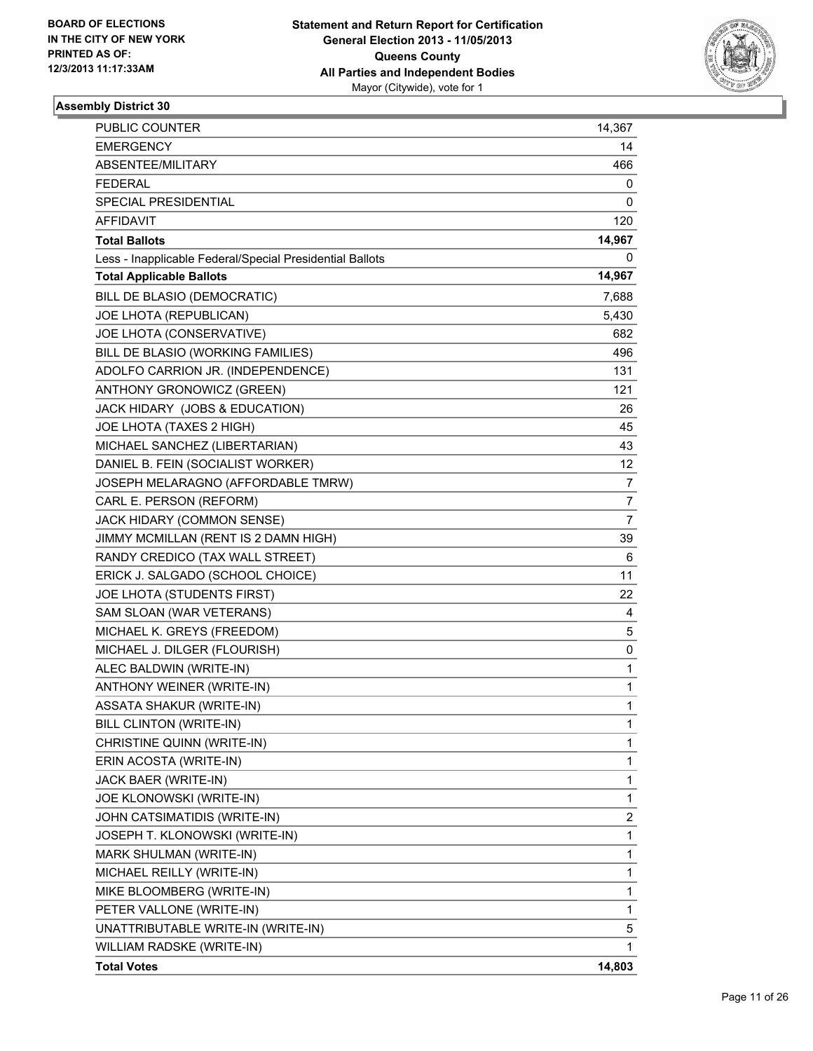BOARD OF ELECTIONS
IN THE CITY OF NEW YORK
PRINTED AS OF:
12/3/2013 11:17:33AM

**Statement and Return Report for Certification**
**General Election 2013 - 11/05/2013**
**Queens County**
**All Parties and Independent Bodies**
Mayor (Citywide), vote for 1

### Assembly District 30

| | |
|---|---|
| PUBLIC COUNTER | 14,367 |
| EMERGENCY | 14 |
| ABSENTEE/MILITARY | 466 |
| FEDERAL | 0 |
| SPECIAL PRESIDENTIAL | 0 |
| AFFIDAVIT | 120 |
| **Total Ballots** | **14,967** |
| Less - Inapplicable Federal/Special Presidential Ballots | 0 |
| **Total Applicable Ballots** | **14,967** |
| BILL DE BLASIO (DEMOCRATIC) | 7,688 |
| JOE LHOTA (REPUBLICAN) | 5,430 |
| JOE LHOTA (CONSERVATIVE) | 682 |
| BILL DE BLASIO (WORKING FAMILIES) | 496 |
| ADOLFO CARRION JR. (INDEPENDENCE) | 131 |
| ANTHONY GRONOWICZ (GREEN) | 121 |
| JACK HIDARY (JOBS & EDUCATION) | 26 |
| JOE LHOTA (TAXES 2 HIGH) | 45 |
| MICHAEL SANCHEZ (LIBERTARIAN) | 43 |
| DANIEL B. FEIN (SOCIALIST WORKER) | 12 |
| JOSEPH MELARAGNO (AFFORDABLE TMRW) | 7 |
| CARL E. PERSON (REFORM) | 7 |
| JACK HIDARY (COMMON SENSE) | 7 |
| JIMMY MCMILLAN (RENT IS 2 DAMN HIGH) | 39 |
| RANDY CREDICO (TAX WALL STREET) | 6 |
| ERICK J. SALGADO (SCHOOL CHOICE) | 11 |
| JOE LHOTA (STUDENTS FIRST) | 22 |
| SAM SLOAN (WAR VETERANS) | 4 |
| MICHAEL K. GREYS (FREEDOM) | 5 |
| MICHAEL J. DILGER (FLOURISH) | 0 |
| ALEC BALDWIN (WRITE-IN) | 1 |
| ANTHONY WEINER (WRITE-IN) | 1 |
| ASSATA SHAKUR (WRITE-IN) | 1 |
| BILL CLINTON (WRITE-IN) | 1 |
| CHRISTINE QUINN (WRITE-IN) | 1 |
| ERIN ACOSTA (WRITE-IN) | 1 |
| JACK BAER (WRITE-IN) | 1 |
| JOE KLONOWSKI (WRITE-IN) | 1 |
| JOHN CATSIMATIDIS (WRITE-IN) | 2 |
| JOSEPH T. KLONOWSKI (WRITE-IN) | 1 |
| MARK SHULMAN (WRITE-IN) | 1 |
| MICHAEL REILLY (WRITE-IN) | 1 |
| MIKE BLOOMBERG (WRITE-IN) | 1 |
| PETER VALLONE (WRITE-IN) | 1 |
| UNATTRIBUTABLE WRITE-IN (WRITE-IN) | 5 |
| WILLIAM RADSKE (WRITE-IN) | 1 |
| **Total Votes** | **14,803** |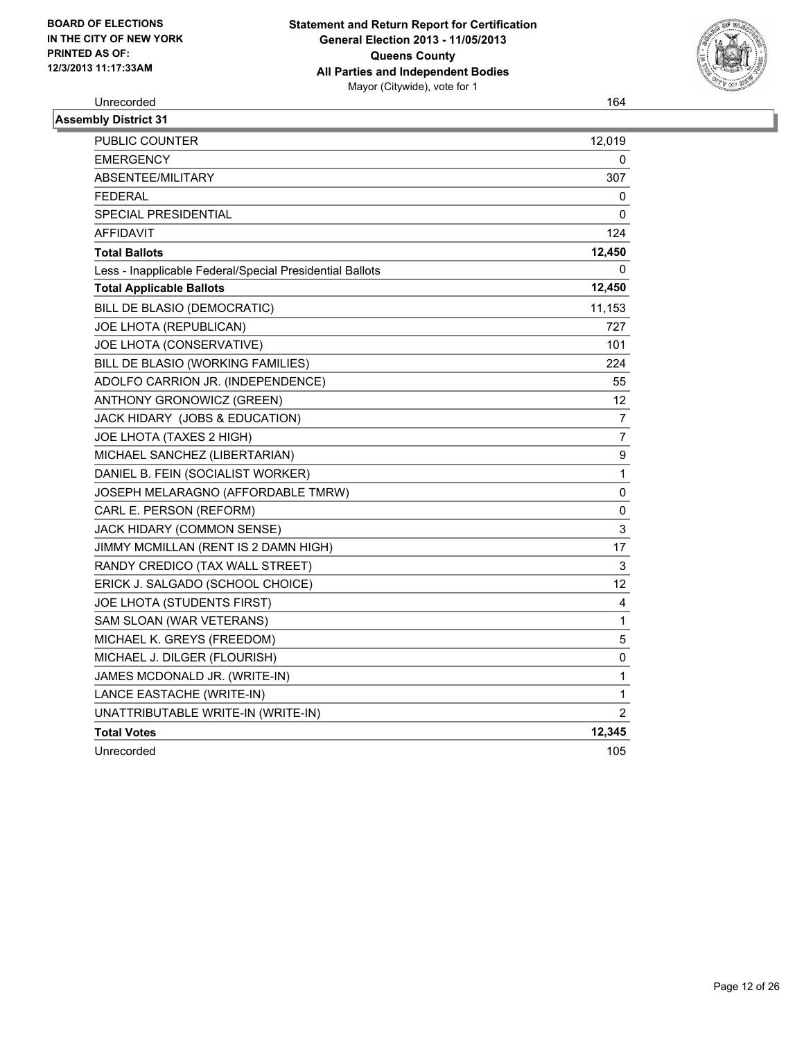| | |
|---|---|
| Unrecorded | 164 |

**Assembly District 31**

| | |
|---|---|
| PUBLIC COUNTER | 12,019 |
| EMERGENCY | 0 |
| ABSENTEE/MILITARY | 307 |
| FEDERAL | 0 |
| SPECIAL PRESIDENTIAL | 0 |
| AFFIDAVIT | 124 |
| **Total Ballots** | **12,450** |
| Less - Inapplicable Federal/Special Presidential Ballots | 0 |
| **Total Applicable Ballots** | **12,450** |
| BILL DE BLASIO (DEMOCRATIC) | 11,153 |
| JOE LHOTA (REPUBLICAN) | 727 |
| JOE LHOTA (CONSERVATIVE) | 101 |
| BILL DE BLASIO (WORKING FAMILIES) | 224 |
| ADOLFO CARRION JR. (INDEPENDENCE) | 55 |
| ANTHONY GRONOWICZ (GREEN) | 12 |
| JACK HIDARY (JOBS & EDUCATION) | 7 |
| JOE LHOTA (TAXES 2 HIGH) | 7 |
| MICHAEL SANCHEZ (LIBERTARIAN) | 9 |
| DANIEL B. FEIN (SOCIALIST WORKER) | 1 |
| JOSEPH MELARAGNO (AFFORDABLE TMRW) | 0 |
| CARL E. PERSON (REFORM) | 0 |
| JACK HIDARY (COMMON SENSE) | 3 |
| JIMMY MCMILLAN (RENT IS 2 DAMN HIGH) | 17 |
| RANDY CREDICO (TAX WALL STREET) | 3 |
| ERICK J. SALGADO (SCHOOL CHOICE) | 12 |
| JOE LHOTA (STUDENTS FIRST) | 4 |
| SAM SLOAN (WAR VETERANS) | 1 |
| MICHAEL K. GREYS (FREEDOM) | 5 |
| MICHAEL J. DILGER (FLOURISH) | 0 |
| JAMES MCDONALD JR. (WRITE-IN) | 1 |
| LANCE EASTACHE (WRITE-IN) | 1 |
| UNATTRIBUTABLE WRITE-IN (WRITE-IN) | 2 |
| **Total Votes** | **12,345** |
| Unrecorded | 105 |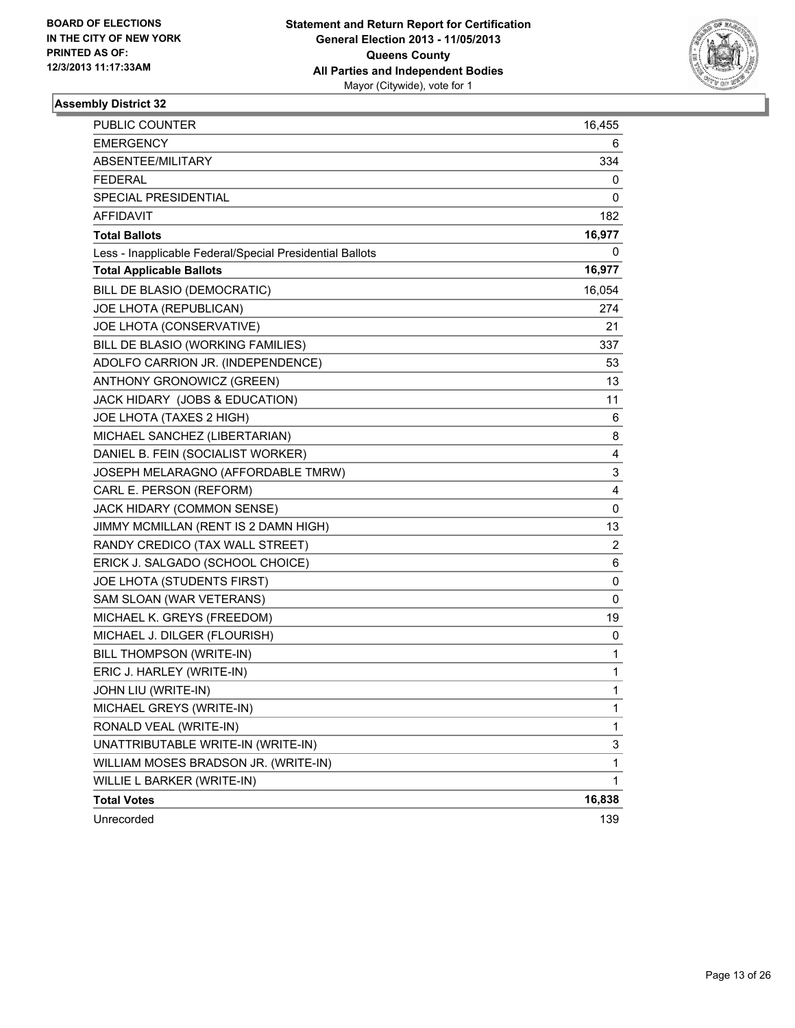**BOARD OF ELECTIONS IN THE CITY OF NEW YORK PRINTED AS OF: 12/3/2013 11:17:33AM**

**Statement and Return Report for Certification**
**General Election 2013 - 11/05/2013**
**Queens County**
**All Parties and Independent Bodies**
Mayor (Citywide), vote for 1

### Assembly District 32

| | |
|---|---|
| PUBLIC COUNTER | 16,455 |
| EMERGENCY | 6 |
| ABSENTEE/MILITARY | 334 |
| FEDERAL | 0 |
| SPECIAL PRESIDENTIAL | 0 |
| AFFIDAVIT | 182 |
| **Total Ballots** | **16,977** |
| Less - Inapplicable Federal/Special Presidential Ballots | 0 |
| **Total Applicable Ballots** | **16,977** |
| BILL DE BLASIO (DEMOCRATIC) | 16,054 |
| JOE LHOTA (REPUBLICAN) | 274 |
| JOE LHOTA (CONSERVATIVE) | 21 |
| BILL DE BLASIO (WORKING FAMILIES) | 337 |
| ADOLFO CARRION JR. (INDEPENDENCE) | 53 |
| ANTHONY GRONOWICZ (GREEN) | 13 |
| JACK HIDARY (JOBS & EDUCATION) | 11 |
| JOE LHOTA (TAXES 2 HIGH) | 6 |
| MICHAEL SANCHEZ (LIBERTARIAN) | 8 |
| DANIEL B. FEIN (SOCIALIST WORKER) | 4 |
| JOSEPH MELARAGNO (AFFORDABLE TMRW) | 3 |
| CARL E. PERSON (REFORM) | 4 |
| JACK HIDARY (COMMON SENSE) | 0 |
| JIMMY MCMILLAN (RENT IS 2 DAMN HIGH) | 13 |
| RANDY CREDICO (TAX WALL STREET) | 2 |
| ERICK J. SALGADO (SCHOOL CHOICE) | 6 |
| JOE LHOTA (STUDENTS FIRST) | 0 |
| SAM SLOAN (WAR VETERANS) | 0 |
| MICHAEL K. GREYS (FREEDOM) | 19 |
| MICHAEL J. DILGER (FLOURISH) | 0 |
| BILL THOMPSON (WRITE-IN) | 1 |
| ERIC J. HARLEY (WRITE-IN) | 1 |
| JOHN LIU (WRITE-IN) | 1 |
| MICHAEL GREYS (WRITE-IN) | 1 |
| RONALD VEAL (WRITE-IN) | 1 |
| UNATTRIBUTABLE WRITE-IN (WRITE-IN) | 3 |
| WILLIAM MOSES BRADSON JR. (WRITE-IN) | 1 |
| WILLIE L BARKER (WRITE-IN) | 1 |
| **Total Votes** | **16,838** |
| Unrecorded | 139 |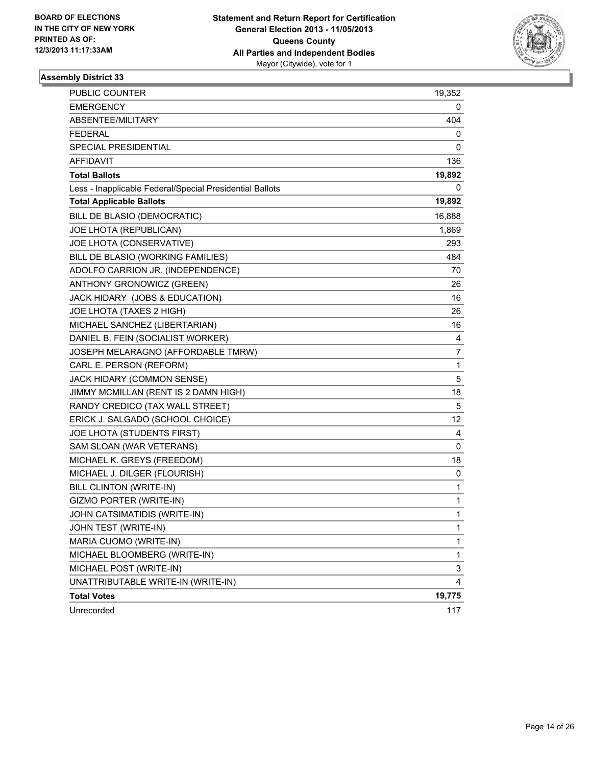BOARD OF ELECTIONS
IN THE CITY OF NEW YORK
PRINTED AS OF:
12/3/2013 11:17:33AM

**Statement and Return Report for Certification**
**General Election 2013 - 11/05/2013**
**Queens County**
**All Parties and Independent Bodies**
Mayor (Citywide), vote for 1

### Assembly District 33

| | |
|---|---|
| PUBLIC COUNTER | 19,352 |
| EMERGENCY | 0 |
| ABSENTEE/MILITARY | 404 |
| FEDERAL | 0 |
| SPECIAL PRESIDENTIAL | 0 |
| AFFIDAVIT | 136 |
| **Total Ballots** | **19,892** |
| Less - Inapplicable Federal/Special Presidential Ballots | 0 |
| **Total Applicable Ballots** | **19,892** |
| BILL DE BLASIO (DEMOCRATIC) | 16,888 |
| JOE LHOTA (REPUBLICAN) | 1,869 |
| JOE LHOTA (CONSERVATIVE) | 293 |
| BILL DE BLASIO (WORKING FAMILIES) | 484 |
| ADOLFO CARRION JR. (INDEPENDENCE) | 70 |
| ANTHONY GRONOWICZ (GREEN) | 26 |
| JACK HIDARY (JOBS & EDUCATION) | 16 |
| JOE LHOTA (TAXES 2 HIGH) | 26 |
| MICHAEL SANCHEZ (LIBERTARIAN) | 16 |
| DANIEL B. FEIN (SOCIALIST WORKER) | 4 |
| JOSEPH MELARAGNO (AFFORDABLE TMRW) | 7 |
| CARL E. PERSON (REFORM) | 1 |
| JACK HIDARY (COMMON SENSE) | 5 |
| JIMMY MCMILLAN (RENT IS 2 DAMN HIGH) | 18 |
| RANDY CREDICO (TAX WALL STREET) | 5 |
| ERICK J. SALGADO (SCHOOL CHOICE) | 12 |
| JOE LHOTA (STUDENTS FIRST) | 4 |
| SAM SLOAN (WAR VETERANS) | 0 |
| MICHAEL K. GREYS (FREEDOM) | 18 |
| MICHAEL J. DILGER (FLOURISH) | 0 |
| BILL CLINTON (WRITE-IN) | 1 |
| GIZMO PORTER (WRITE-IN) | 1 |
| JOHN CATSIMATIDIS (WRITE-IN) | 1 |
| JOHN TEST (WRITE-IN) | 1 |
| MARIA CUOMO (WRITE-IN) | 1 |
| MICHAEL BLOOMBERG (WRITE-IN) | 1 |
| MICHAEL POST (WRITE-IN) | 3 |
| UNATTRIBUTABLE WRITE-IN (WRITE-IN) | 4 |
| **Total Votes** | **19,775** |
| Unrecorded | 117 |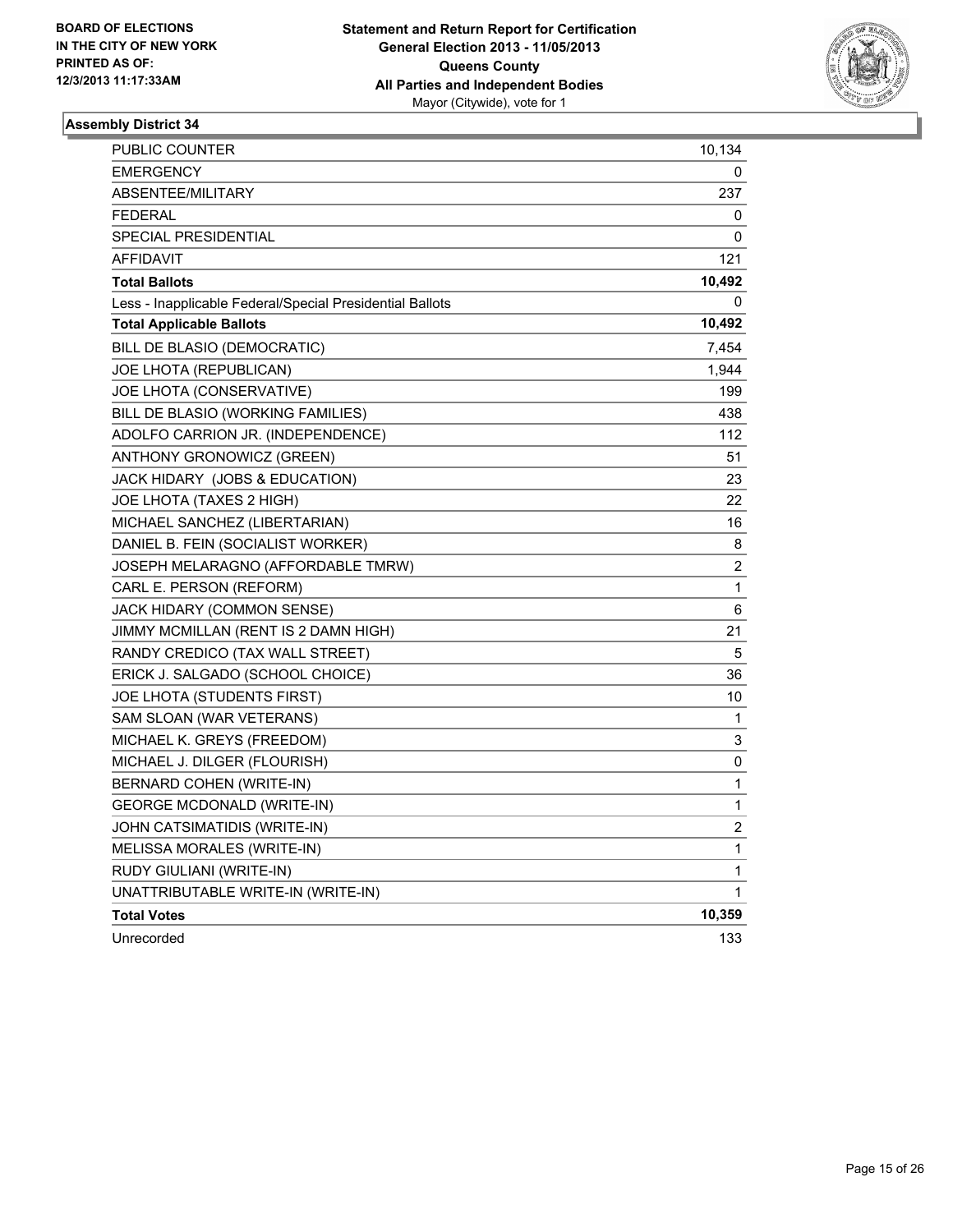BOARD OF ELECTIONS
IN THE CITY OF NEW YORK
PRINTED AS OF:
12/3/2013 11:17:33AM

**Statement and Return Report for Certification**
**General Election 2013 - 11/05/2013**
**Queens County**
**All Parties and Independent Bodies**
Mayor (Citywide), vote for 1

## Assembly District 34

| | |
|---|---|
| PUBLIC COUNTER | 10,134 |
| EMERGENCY | 0 |
| ABSENTEE/MILITARY | 237 |
| FEDERAL | 0 |
| SPECIAL PRESIDENTIAL | 0 |
| AFFIDAVIT | 121 |
| **Total Ballots** | **10,492** |
| Less - Inapplicable Federal/Special Presidential Ballots | 0 |
| **Total Applicable Ballots** | **10,492** |
| BILL DE BLASIO (DEMOCRATIC) | 7,454 |
| JOE LHOTA (REPUBLICAN) | 1,944 |
| JOE LHOTA (CONSERVATIVE) | 199 |
| BILL DE BLASIO (WORKING FAMILIES) | 438 |
| ADOLFO CARRION JR. (INDEPENDENCE) | 112 |
| ANTHONY GRONOWICZ (GREEN) | 51 |
| JACK HIDARY (JOBS & EDUCATION) | 23 |
| JOE LHOTA (TAXES 2 HIGH) | 22 |
| MICHAEL SANCHEZ (LIBERTARIAN) | 16 |
| DANIEL B. FEIN (SOCIALIST WORKER) | 8 |
| JOSEPH MELARAGNO (AFFORDABLE TMRW) | 2 |
| CARL E. PERSON (REFORM) | 1 |
| JACK HIDARY (COMMON SENSE) | 6 |
| JIMMY MCMILLAN (RENT IS 2 DAMN HIGH) | 21 |
| RANDY CREDICO (TAX WALL STREET) | 5 |
| ERICK J. SALGADO (SCHOOL CHOICE) | 36 |
| JOE LHOTA (STUDENTS FIRST) | 10 |
| SAM SLOAN (WAR VETERANS) | 1 |
| MICHAEL K. GREYS (FREEDOM) | 3 |
| MICHAEL J. DILGER (FLOURISH) | 0 |
| BERNARD COHEN (WRITE-IN) | 1 |
| GEORGE MCDONALD (WRITE-IN) | 1 |
| JOHN CATSIMATIDIS (WRITE-IN) | 2 |
| MELISSA MORALES (WRITE-IN) | 1 |
| RUDY GIULIANI (WRITE-IN) | 1 |
| UNATTRIBUTABLE WRITE-IN (WRITE-IN) | 1 |
| **Total Votes** | **10,359** |
| Unrecorded | 133 |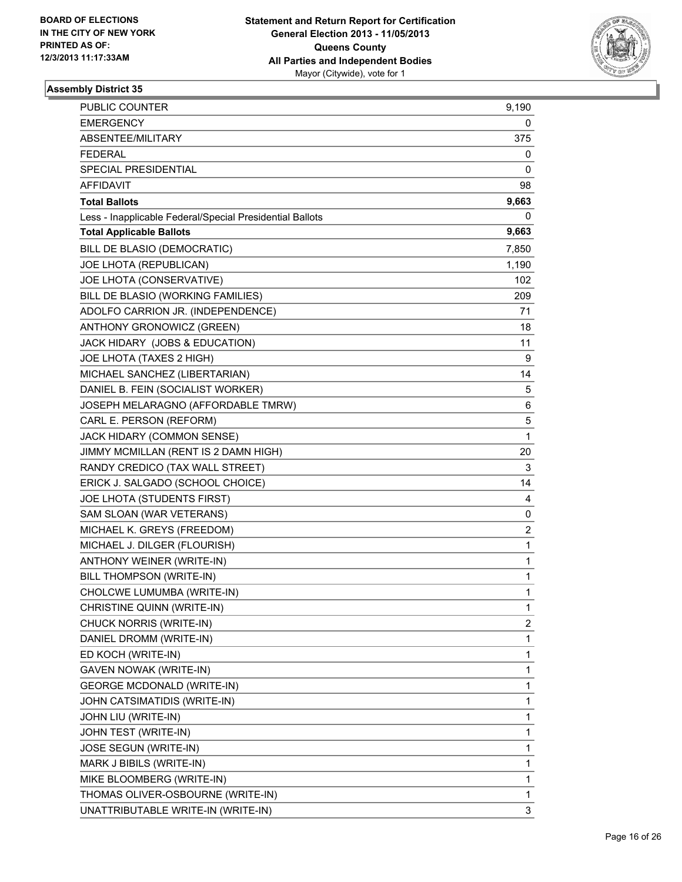BOARD OF ELECTIONS
IN THE CITY OF NEW YORK
PRINTED AS OF:
12/3/2013 11:17:33AM

**Statement and Return Report for Certification**
**General Election 2013 - 11/05/2013**
**Queens County**
**All Parties and Independent Bodies**
Mayor (Citywide), vote for 1

### Assembly District 35

| | |
|---|---|
| PUBLIC COUNTER | 9,190 |
| EMERGENCY | 0 |
| ABSENTEE/MILITARY | 375 |
| FEDERAL | 0 |
| SPECIAL PRESIDENTIAL | 0 |
| AFFIDAVIT | 98 |
| **Total Ballots** | **9,663** |
| Less - Inapplicable Federal/Special Presidential Ballots | 0 |
| **Total Applicable Ballots** | **9,663** |
| BILL DE BLASIO (DEMOCRATIC) | 7,850 |
| JOE LHOTA (REPUBLICAN) | 1,190 |
| JOE LHOTA (CONSERVATIVE) | 102 |
| BILL DE BLASIO (WORKING FAMILIES) | 209 |
| ADOLFO CARRION JR. (INDEPENDENCE) | 71 |
| ANTHONY GRONOWICZ (GREEN) | 18 |
| JACK HIDARY (JOBS & EDUCATION) | 11 |
| JOE LHOTA (TAXES 2 HIGH) | 9 |
| MICHAEL SANCHEZ (LIBERTARIAN) | 14 |
| DANIEL B. FEIN (SOCIALIST WORKER) | 5 |
| JOSEPH MELARAGNO (AFFORDABLE TMRW) | 6 |
| CARL E. PERSON (REFORM) | 5 |
| JACK HIDARY (COMMON SENSE) | 1 |
| JIMMY MCMILLAN (RENT IS 2 DAMN HIGH) | 20 |
| RANDY CREDICO (TAX WALL STREET) | 3 |
| ERICK J. SALGADO (SCHOOL CHOICE) | 14 |
| JOE LHOTA (STUDENTS FIRST) | 4 |
| SAM SLOAN (WAR VETERANS) | 0 |
| MICHAEL K. GREYS (FREEDOM) | 2 |
| MICHAEL J. DILGER (FLOURISH) | 1 |
| ANTHONY WEINER (WRITE-IN) | 1 |
| BILL THOMPSON (WRITE-IN) | 1 |
| CHOLCWE LUMUMBA (WRITE-IN) | 1 |
| CHRISTINE QUINN (WRITE-IN) | 1 |
| CHUCK NORRIS (WRITE-IN) | 2 |
| DANIEL DROMM (WRITE-IN) | 1 |
| ED KOCH (WRITE-IN) | 1 |
| GAVEN NOWAK (WRITE-IN) | 1 |
| GEORGE MCDONALD (WRITE-IN) | 1 |
| JOHN CATSIMATIDIS (WRITE-IN) | 1 |
| JOHN LIU (WRITE-IN) | 1 |
| JOHN TEST (WRITE-IN) | 1 |
| JOSE SEGUN (WRITE-IN) | 1 |
| MARK J BIBILS (WRITE-IN) | 1 |
| MIKE BLOOMBERG (WRITE-IN) | 1 |
| THOMAS OLIVER-OSBOURNE (WRITE-IN) | 1 |
| UNATTRIBUTABLE WRITE-IN (WRITE-IN) | 3 |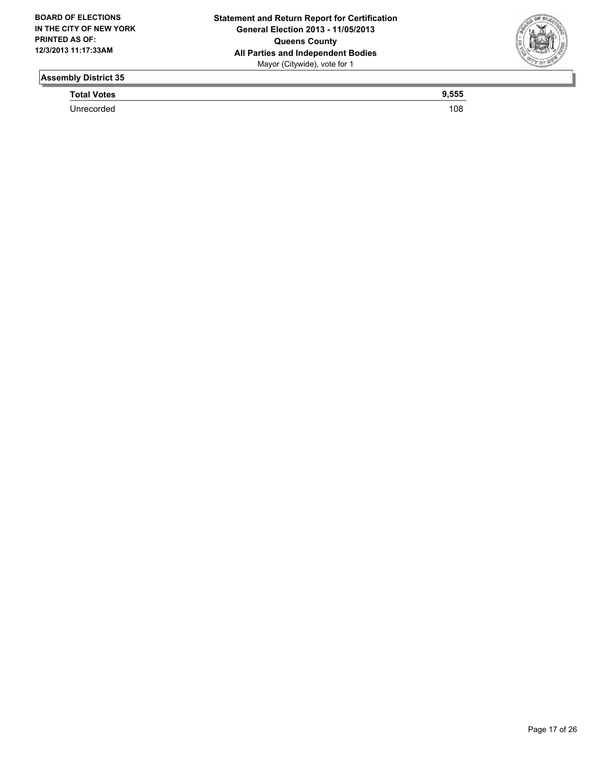## Assembly District 35

| | |
|---|---|
| **Total Votes** | **9,555** |
| Unrecorded | 108 |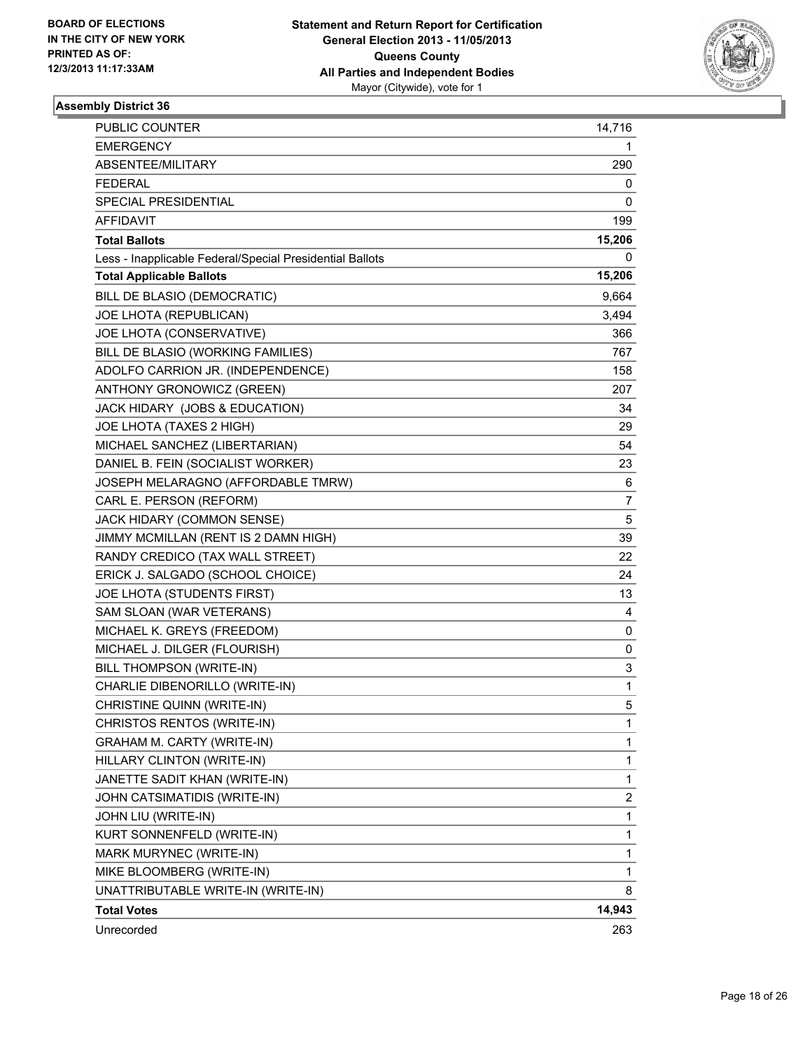BOARD OF ELECTIONS
IN THE CITY OF NEW YORK
PRINTED AS OF:
12/3/2013 11:17:33AM

**Statement and Return Report for Certification**
**General Election 2013 - 11/05/2013**
**Queens County**
**All Parties and Independent Bodies**
Mayor (Citywide), vote for 1

### Assembly District 36

| | |
|---|---|
| PUBLIC COUNTER | 14,716 |
| EMERGENCY | 1 |
| ABSENTEE/MILITARY | 290 |
| FEDERAL | 0 |
| SPECIAL PRESIDENTIAL | 0 |
| AFFIDAVIT | 199 |
| **Total Ballots** | **15,206** |
| Less - Inapplicable Federal/Special Presidential Ballots | 0 |
| **Total Applicable Ballots** | **15,206** |
| BILL DE BLASIO (DEMOCRATIC) | 9,664 |
| JOE LHOTA (REPUBLICAN) | 3,494 |
| JOE LHOTA (CONSERVATIVE) | 366 |
| BILL DE BLASIO (WORKING FAMILIES) | 767 |
| ADOLFO CARRION JR. (INDEPENDENCE) | 158 |
| ANTHONY GRONOWICZ (GREEN) | 207 |
| JACK HIDARY (JOBS & EDUCATION) | 34 |
| JOE LHOTA (TAXES 2 HIGH) | 29 |
| MICHAEL SANCHEZ (LIBERTARIAN) | 54 |
| DANIEL B. FEIN (SOCIALIST WORKER) | 23 |
| JOSEPH MELARAGNO (AFFORDABLE TMRW) | 6 |
| CARL E. PERSON (REFORM) | 7 |
| JACK HIDARY (COMMON SENSE) | 5 |
| JIMMY MCMILLAN (RENT IS 2 DAMN HIGH) | 39 |
| RANDY CREDICO (TAX WALL STREET) | 22 |
| ERICK J. SALGADO (SCHOOL CHOICE) | 24 |
| JOE LHOTA (STUDENTS FIRST) | 13 |
| SAM SLOAN (WAR VETERANS) | 4 |
| MICHAEL K. GREYS (FREEDOM) | 0 |
| MICHAEL J. DILGER (FLOURISH) | 0 |
| BILL THOMPSON (WRITE-IN) | 3 |
| CHARLIE DIBENORILLO (WRITE-IN) | 1 |
| CHRISTINE QUINN (WRITE-IN) | 5 |
| CHRISTOS RENTOS (WRITE-IN) | 1 |
| GRAHAM M. CARTY (WRITE-IN) | 1 |
| HILLARY CLINTON (WRITE-IN) | 1 |
| JANETTE SADIT KHAN (WRITE-IN) | 1 |
| JOHN CATSIMATIDIS (WRITE-IN) | 2 |
| JOHN LIU (WRITE-IN) | 1 |
| KURT SONNENFELD (WRITE-IN) | 1 |
| MARK MURYNEC (WRITE-IN) | 1 |
| MIKE BLOOMBERG (WRITE-IN) | 1 |
| UNATTRIBUTABLE WRITE-IN (WRITE-IN) | 8 |
| **Total Votes** | **14,943** |
| Unrecorded | 263 |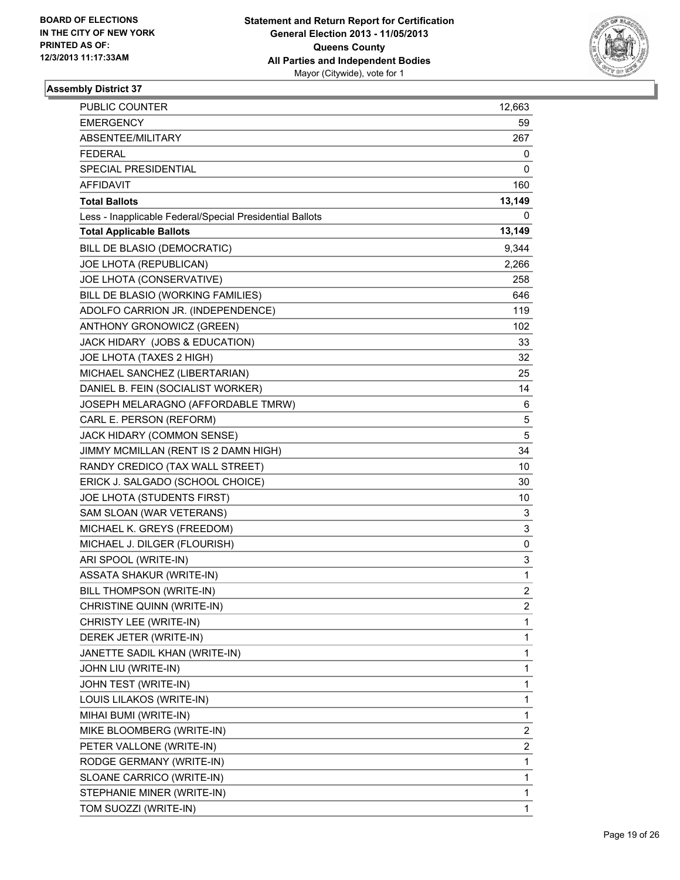**BOARD OF ELECTIONS IN THE CITY OF NEW YORK PRINTED AS OF: 12/3/2013 11:17:33AM**

**Statement and Return Report for Certification General Election 2013 - 11/05/2013 Queens County All Parties and Independent Bodies**
Mayor (Citywide), vote for 1

### Assembly District 37

| | |
|---|---|
| PUBLIC COUNTER | 12,663 |
| EMERGENCY | 59 |
| ABSENTEE/MILITARY | 267 |
| FEDERAL | 0 |
| SPECIAL PRESIDENTIAL | 0 |
| AFFIDAVIT | 160 |
| **Total Ballots** | **13,149** |
| Less - Inapplicable Federal/Special Presidential Ballots | 0 |
| **Total Applicable Ballots** | **13,149** |
| BILL DE BLASIO (DEMOCRATIC) | 9,344 |
| JOE LHOTA (REPUBLICAN) | 2,266 |
| JOE LHOTA (CONSERVATIVE) | 258 |
| BILL DE BLASIO (WORKING FAMILIES) | 646 |
| ADOLFO CARRION JR. (INDEPENDENCE) | 119 |
| ANTHONY GRONOWICZ (GREEN) | 102 |
| JACK HIDARY (JOBS & EDUCATION) | 33 |
| JOE LHOTA (TAXES 2 HIGH) | 32 |
| MICHAEL SANCHEZ (LIBERTARIAN) | 25 |
| DANIEL B. FEIN (SOCIALIST WORKER) | 14 |
| JOSEPH MELARAGNO (AFFORDABLE TMRW) | 6 |
| CARL E. PERSON (REFORM) | 5 |
| JACK HIDARY (COMMON SENSE) | 5 |
| JIMMY MCMILLAN (RENT IS 2 DAMN HIGH) | 34 |
| RANDY CREDICO (TAX WALL STREET) | 10 |
| ERICK J. SALGADO (SCHOOL CHOICE) | 30 |
| JOE LHOTA (STUDENTS FIRST) | 10 |
| SAM SLOAN (WAR VETERANS) | 3 |
| MICHAEL K. GREYS (FREEDOM) | 3 |
| MICHAEL J. DILGER (FLOURISH) | 0 |
| ARI SPOOL (WRITE-IN) | 3 |
| ASSATA SHAKUR (WRITE-IN) | 1 |
| BILL THOMPSON (WRITE-IN) | 2 |
| CHRISTINE QUINN (WRITE-IN) | 2 |
| CHRISTY LEE (WRITE-IN) | 1 |
| DEREK JETER (WRITE-IN) | 1 |
| JANETTE SADIL KHAN (WRITE-IN) | 1 |
| JOHN LIU (WRITE-IN) | 1 |
| JOHN TEST (WRITE-IN) | 1 |
| LOUIS LILAKOS (WRITE-IN) | 1 |
| MIHAI BUMI (WRITE-IN) | 1 |
| MIKE BLOOMBERG (WRITE-IN) | 2 |
| PETER VALLONE (WRITE-IN) | 2 |
| RODGE GERMANY (WRITE-IN) | 1 |
| SLOANE CARRICO (WRITE-IN) | 1 |
| STEPHANIE MINER (WRITE-IN) | 1 |
| TOM SUOZZI (WRITE-IN) | 1 |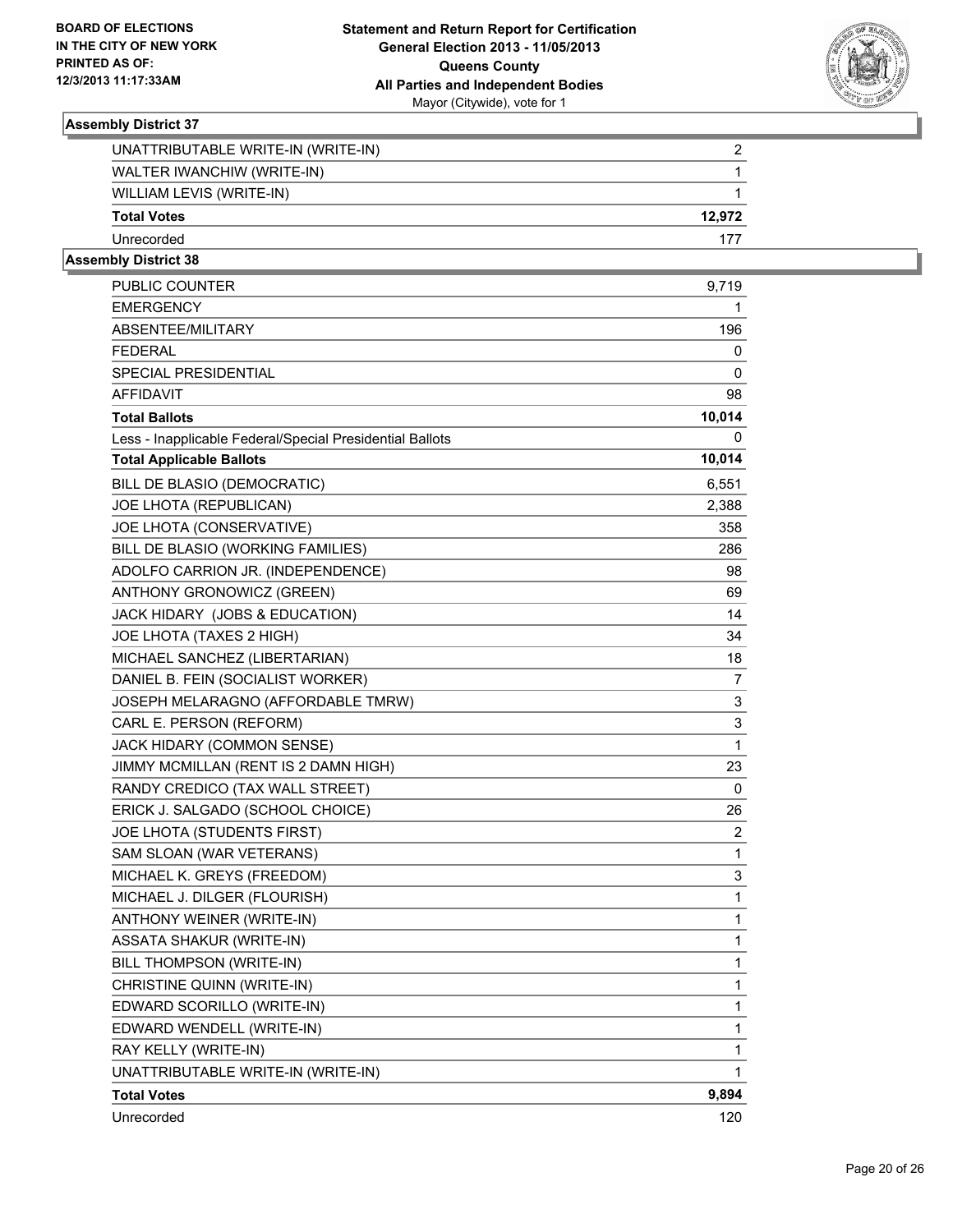BOARD OF ELECTIONS
IN THE CITY OF NEW YORK
PRINTED AS OF:
12/3/2013 11:17:33AM

**Statement and Return Report for Certification**
**General Election 2013 - 11/05/2013**
**Queens County**
**All Parties and Independent Bodies**
Mayor (Citywide), vote for 1

### Assembly District 37

| | |
|---|---|
| UNATTRIBUTABLE WRITE-IN (WRITE-IN) | 2 |
| WALTER IWANCHIW (WRITE-IN) | 1 |
| WILLIAM LEVIS (WRITE-IN) | 1 |
| **Total Votes** | **12,972** |
| Unrecorded | 177 |

### Assembly District 38

| | |
|---|---|
| PUBLIC COUNTER | 9,719 |
| EMERGENCY | 1 |
| ABSENTEE/MILITARY | 196 |
| FEDERAL | 0 |
| SPECIAL PRESIDENTIAL | 0 |
| AFFIDAVIT | 98 |
| **Total Ballots** | **10,014** |
| Less - Inapplicable Federal/Special Presidential Ballots | 0 |
| **Total Applicable Ballots** | **10,014** |
| BILL DE BLASIO (DEMOCRATIC) | 6,551 |
| JOE LHOTA (REPUBLICAN) | 2,388 |
| JOE LHOTA (CONSERVATIVE) | 358 |
| BILL DE BLASIO (WORKING FAMILIES) | 286 |
| ADOLFO CARRION JR. (INDEPENDENCE) | 98 |
| ANTHONY GRONOWICZ (GREEN) | 69 |
| JACK HIDARY (JOBS & EDUCATION) | 14 |
| JOE LHOTA (TAXES 2 HIGH) | 34 |
| MICHAEL SANCHEZ (LIBERTARIAN) | 18 |
| DANIEL B. FEIN (SOCIALIST WORKER) | 7 |
| JOSEPH MELARAGNO (AFFORDABLE TMRW) | 3 |
| CARL E. PERSON (REFORM) | 3 |
| JACK HIDARY (COMMON SENSE) | 1 |
| JIMMY MCMILLAN (RENT IS 2 DAMN HIGH) | 23 |
| RANDY CREDICO (TAX WALL STREET) | 0 |
| ERICK J. SALGADO (SCHOOL CHOICE) | 26 |
| JOE LHOTA (STUDENTS FIRST) | 2 |
| SAM SLOAN (WAR VETERANS) | 1 |
| MICHAEL K. GREYS (FREEDOM) | 3 |
| MICHAEL J. DILGER (FLOURISH) | 1 |
| ANTHONY WEINER (WRITE-IN) | 1 |
| ASSATA SHAKUR (WRITE-IN) | 1 |
| BILL THOMPSON (WRITE-IN) | 1 |
| CHRISTINE QUINN (WRITE-IN) | 1 |
| EDWARD SCORILLO (WRITE-IN) | 1 |
| EDWARD WENDELL (WRITE-IN) | 1 |
| RAY KELLY (WRITE-IN) | 1 |
| UNATTRIBUTABLE WRITE-IN (WRITE-IN) | 1 |
| **Total Votes** | **9,894** |
| Unrecorded | 120 |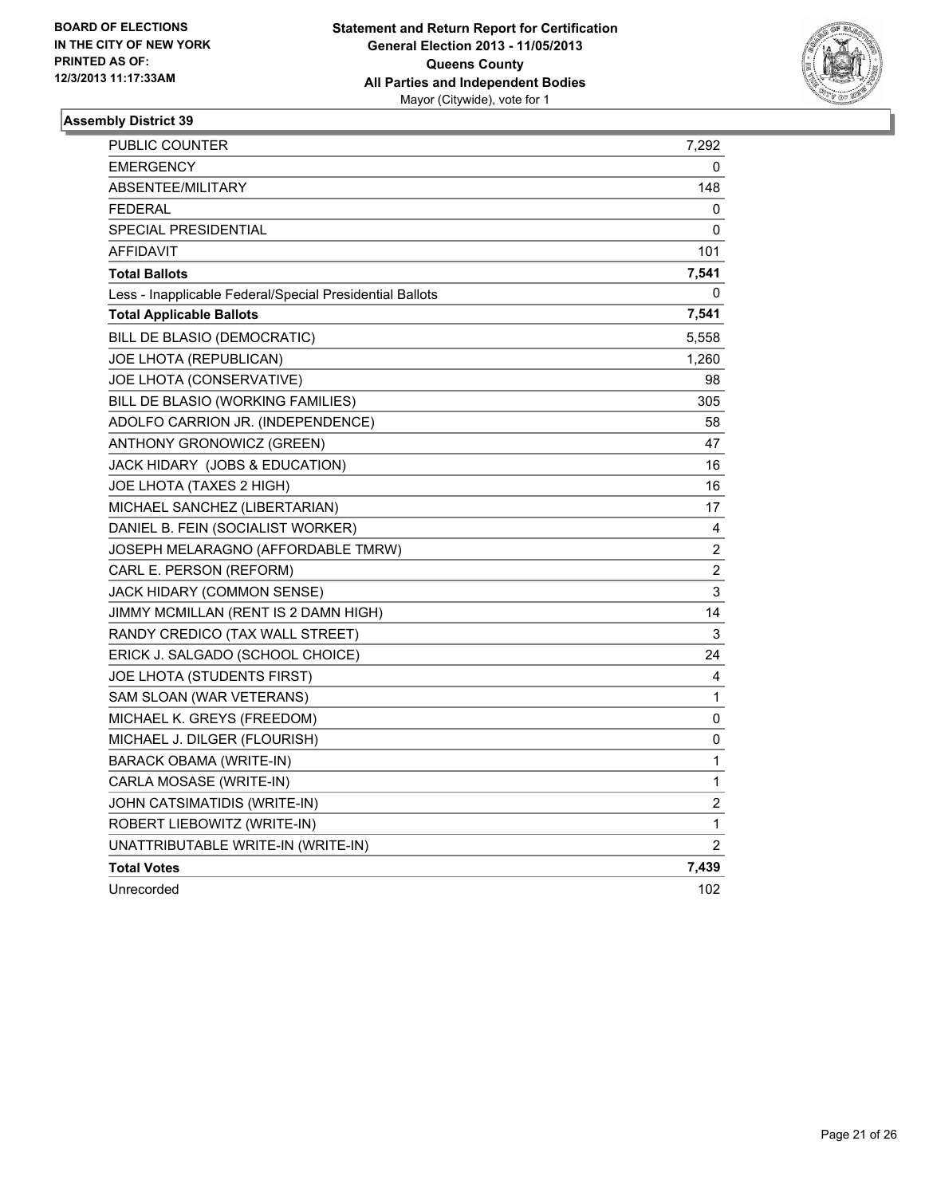BOARD OF ELECTIONS
IN THE CITY OF NEW YORK
PRINTED AS OF:
12/3/2013 11:17:33AM

**Statement and Return Report for Certification**
**General Election 2013 - 11/05/2013**
**Queens County**
**All Parties and Independent Bodies**
Mayor (Citywide), vote for 1

## Assembly District 39

| | |
|---|---|
| PUBLIC COUNTER | 7,292 |
| EMERGENCY | 0 |
| ABSENTEE/MILITARY | 148 |
| FEDERAL | 0 |
| SPECIAL PRESIDENTIAL | 0 |
| AFFIDAVIT | 101 |
| **Total Ballots** | **7,541** |
| Less - Inapplicable Federal/Special Presidential Ballots | 0 |
| **Total Applicable Ballots** | **7,541** |
| BILL DE BLASIO (DEMOCRATIC) | 5,558 |
| JOE LHOTA (REPUBLICAN) | 1,260 |
| JOE LHOTA (CONSERVATIVE) | 98 |
| BILL DE BLASIO (WORKING FAMILIES) | 305 |
| ADOLFO CARRION JR. (INDEPENDENCE) | 58 |
| ANTHONY GRONOWICZ (GREEN) | 47 |
| JACK HIDARY (JOBS & EDUCATION) | 16 |
| JOE LHOTA (TAXES 2 HIGH) | 16 |
| MICHAEL SANCHEZ (LIBERTARIAN) | 17 |
| DANIEL B. FEIN (SOCIALIST WORKER) | 4 |
| JOSEPH MELARAGNO (AFFORDABLE TMRW) | 2 |
| CARL E. PERSON (REFORM) | 2 |
| JACK HIDARY (COMMON SENSE) | 3 |
| JIMMY MCMILLAN (RENT IS 2 DAMN HIGH) | 14 |
| RANDY CREDICO (TAX WALL STREET) | 3 |
| ERICK J. SALGADO (SCHOOL CHOICE) | 24 |
| JOE LHOTA (STUDENTS FIRST) | 4 |
| SAM SLOAN (WAR VETERANS) | 1 |
| MICHAEL K. GREYS (FREEDOM) | 0 |
| MICHAEL J. DILGER (FLOURISH) | 0 |
| BARACK OBAMA (WRITE-IN) | 1 |
| CARLA MOSASE (WRITE-IN) | 1 |
| JOHN CATSIMATIDIS (WRITE-IN) | 2 |
| ROBERT LIEBOWITZ (WRITE-IN) | 1 |
| UNATTRIBUTABLE WRITE-IN (WRITE-IN) | 2 |
| **Total Votes** | **7,439** |
| Unrecorded | 102 |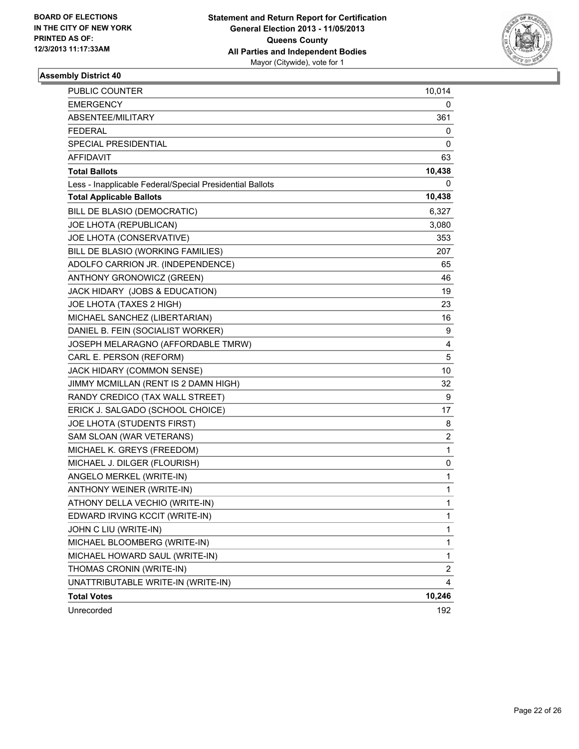BOARD OF ELECTIONS
IN THE CITY OF NEW YORK
PRINTED AS OF:
12/3/2013 11:17:33AM

**Statement and Return Report for Certification**
**General Election 2013 - 11/05/2013**
**Queens County**
**All Parties and Independent Bodies**
Mayor (Citywide), vote for 1

### Assembly District 40

| | |
|---|---|
| PUBLIC COUNTER | 10,014 |
| EMERGENCY | 0 |
| ABSENTEE/MILITARY | 361 |
| FEDERAL | 0 |
| SPECIAL PRESIDENTIAL | 0 |
| AFFIDAVIT | 63 |
| **Total Ballots** | **10,438** |
| Less - Inapplicable Federal/Special Presidential Ballots | 0 |
| **Total Applicable Ballots** | **10,438** |
| BILL DE BLASIO (DEMOCRATIC) | 6,327 |
| JOE LHOTA (REPUBLICAN) | 3,080 |
| JOE LHOTA (CONSERVATIVE) | 353 |
| BILL DE BLASIO (WORKING FAMILIES) | 207 |
| ADOLFO CARRION JR. (INDEPENDENCE) | 65 |
| ANTHONY GRONOWICZ (GREEN) | 46 |
| JACK HIDARY (JOBS & EDUCATION) | 19 |
| JOE LHOTA (TAXES 2 HIGH) | 23 |
| MICHAEL SANCHEZ (LIBERTARIAN) | 16 |
| DANIEL B. FEIN (SOCIALIST WORKER) | 9 |
| JOSEPH MELARAGNO (AFFORDABLE TMRW) | 4 |
| CARL E. PERSON (REFORM) | 5 |
| JACK HIDARY (COMMON SENSE) | 10 |
| JIMMY MCMILLAN (RENT IS 2 DAMN HIGH) | 32 |
| RANDY CREDICO (TAX WALL STREET) | 9 |
| ERICK J. SALGADO (SCHOOL CHOICE) | 17 |
| JOE LHOTA (STUDENTS FIRST) | 8 |
| SAM SLOAN (WAR VETERANS) | 2 |
| MICHAEL K. GREYS (FREEDOM) | 1 |
| MICHAEL J. DILGER (FLOURISH) | 0 |
| ANGELO MERKEL (WRITE-IN) | 1 |
| ANTHONY WEINER (WRITE-IN) | 1 |
| ATHONY DELLA VECHIO (WRITE-IN) | 1 |
| EDWARD IRVING KCCIT (WRITE-IN) | 1 |
| JOHN C LIU (WRITE-IN) | 1 |
| MICHAEL BLOOMBERG (WRITE-IN) | 1 |
| MICHAEL HOWARD SAUL (WRITE-IN) | 1 |
| THOMAS CRONIN (WRITE-IN) | 2 |
| UNATTRIBUTABLE WRITE-IN (WRITE-IN) | 4 |
| **Total Votes** | **10,246** |
| Unrecorded | 192 |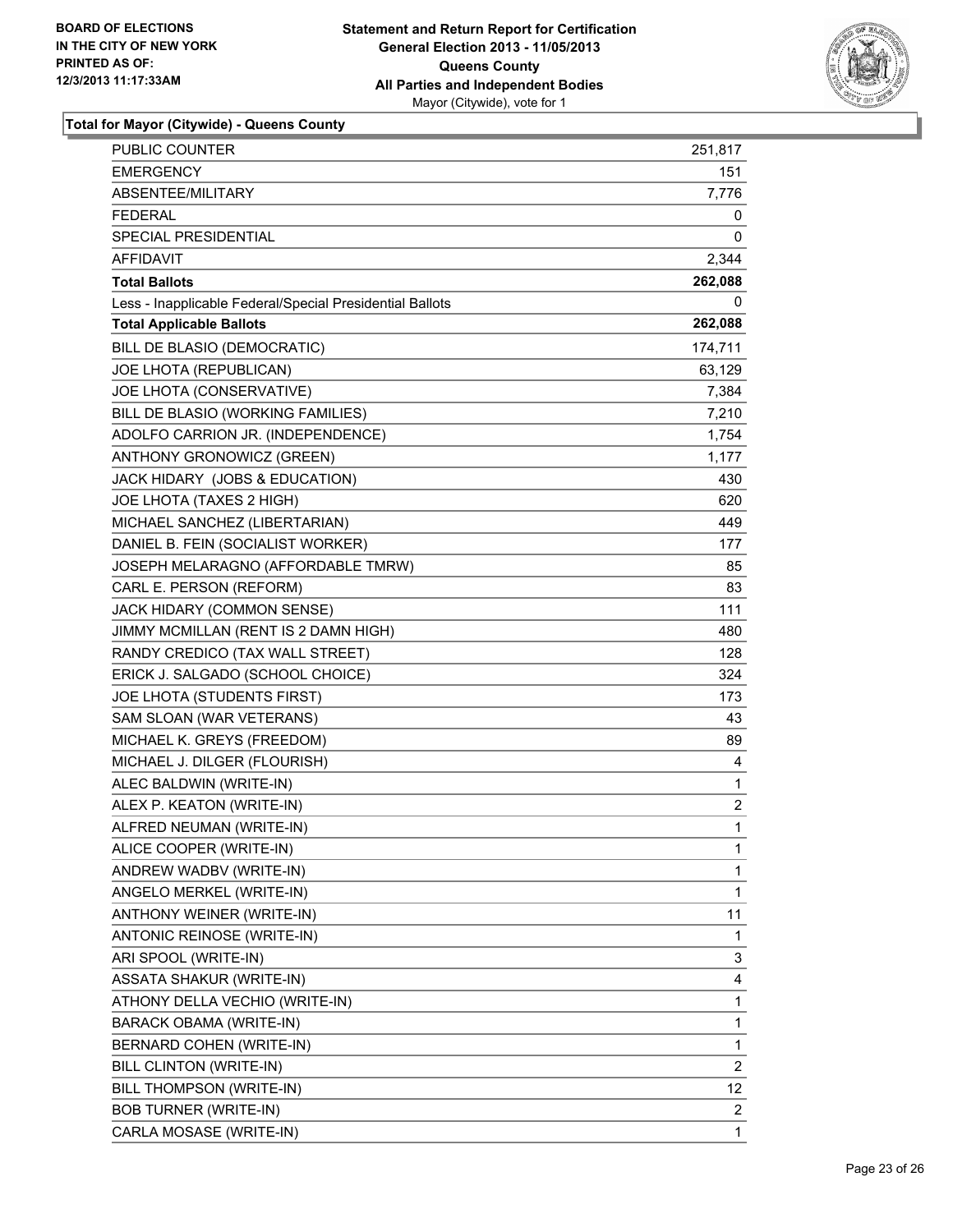BOARD OF ELECTIONS
IN THE CITY OF NEW YORK
PRINTED AS OF:
12/3/2013 11:17:33AM

**Statement and Return Report for Certification**
**General Election 2013 - 11/05/2013**
**Queens County**
**All Parties and Independent Bodies**
Mayor (Citywide), vote for 1

**Total for Mayor (Citywide) - Queens County**

| | |
|---|---|
| PUBLIC COUNTER | 251,817 |
| EMERGENCY | 151 |
| ABSENTEE/MILITARY | 7,776 |
| FEDERAL | 0 |
| SPECIAL PRESIDENTIAL | 0 |
| AFFIDAVIT | 2,344 |
| **Total Ballots** | **262,088** |
| Less - Inapplicable Federal/Special Presidential Ballots | 0 |
| **Total Applicable Ballots** | **262,088** |
| BILL DE BLASIO (DEMOCRATIC) | 174,711 |
| JOE LHOTA (REPUBLICAN) | 63,129 |
| JOE LHOTA (CONSERVATIVE) | 7,384 |
| BILL DE BLASIO (WORKING FAMILIES) | 7,210 |
| ADOLFO CARRION JR. (INDEPENDENCE) | 1,754 |
| ANTHONY GRONOWICZ (GREEN) | 1,177 |
| JACK HIDARY (JOBS & EDUCATION) | 430 |
| JOE LHOTA (TAXES 2 HIGH) | 620 |
| MICHAEL SANCHEZ (LIBERTARIAN) | 449 |
| DANIEL B. FEIN (SOCIALIST WORKER) | 177 |
| JOSEPH MELARAGNO (AFFORDABLE TMRW) | 85 |
| CARL E. PERSON (REFORM) | 83 |
| JACK HIDARY (COMMON SENSE) | 111 |
| JIMMY MCMILLAN (RENT IS 2 DAMN HIGH) | 480 |
| RANDY CREDICO (TAX WALL STREET) | 128 |
| ERICK J. SALGADO (SCHOOL CHOICE) | 324 |
| JOE LHOTA (STUDENTS FIRST) | 173 |
| SAM SLOAN (WAR VETERANS) | 43 |
| MICHAEL K. GREYS (FREEDOM) | 89 |
| MICHAEL J. DILGER (FLOURISH) | 4 |
| ALEC BALDWIN (WRITE-IN) | 1 |
| ALEX P. KEATON (WRITE-IN) | 2 |
| ALFRED NEUMAN (WRITE-IN) | 1 |
| ALICE COOPER (WRITE-IN) | 1 |
| ANDREW WADBV (WRITE-IN) | 1 |
| ANGELO MERKEL (WRITE-IN) | 1 |
| ANTHONY WEINER (WRITE-IN) | 11 |
| ANTONIC REINOSE (WRITE-IN) | 1 |
| ARI SPOOL (WRITE-IN) | 3 |
| ASSATA SHAKUR (WRITE-IN) | 4 |
| ATHONY DELLA VECHIO (WRITE-IN) | 1 |
| BARACK OBAMA (WRITE-IN) | 1 |
| BERNARD COHEN (WRITE-IN) | 1 |
| BILL CLINTON (WRITE-IN) | 2 |
| BILL THOMPSON (WRITE-IN) | 12 |
| BOB TURNER (WRITE-IN) | 2 |
| CARLA MOSASE (WRITE-IN) | 1 |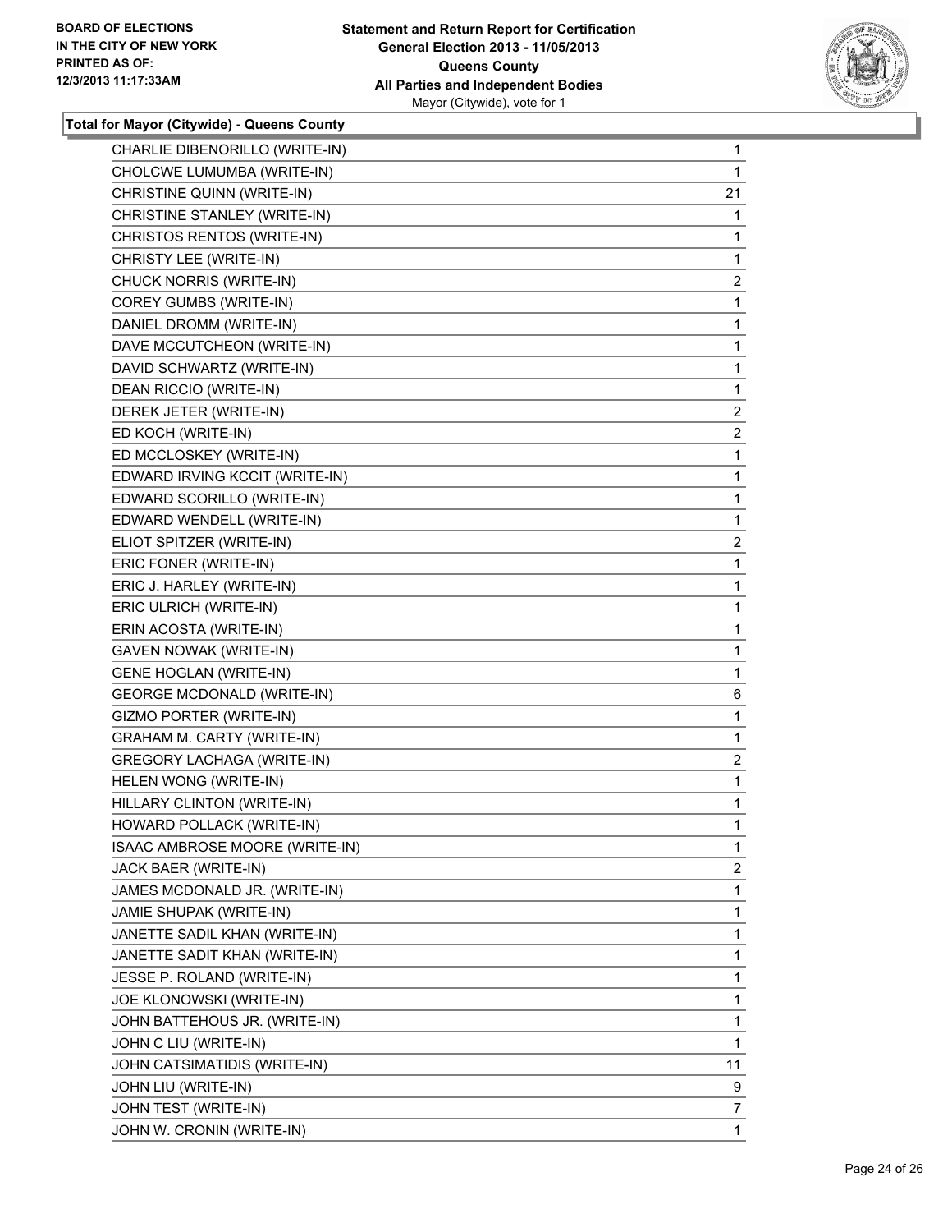**Total for Mayor (Citywide) - Queens County**

| | |
|---|---|
| CHARLIE DIBENORILLO (WRITE-IN) | 1 |
| CHOLCWE LUMUMBA (WRITE-IN) | 1 |
| CHRISTINE QUINN (WRITE-IN) | 21 |
| CHRISTINE STANLEY (WRITE-IN) | 1 |
| CHRISTOS RENTOS (WRITE-IN) | 1 |
| CHRISTY LEE (WRITE-IN) | 1 |
| CHUCK NORRIS (WRITE-IN) | 2 |
| COREY GUMBS (WRITE-IN) | 1 |
| DANIEL DROMM (WRITE-IN) | 1 |
| DAVE MCCUTCHEON (WRITE-IN) | 1 |
| DAVID SCHWARTZ (WRITE-IN) | 1 |
| DEAN RICCIO (WRITE-IN) | 1 |
| DEREK JETER (WRITE-IN) | 2 |
| ED KOCH (WRITE-IN) | 2 |
| ED MCCLOSKEY (WRITE-IN) | 1 |
| EDWARD IRVING KCCIT (WRITE-IN) | 1 |
| EDWARD SCORILLO (WRITE-IN) | 1 |
| EDWARD WENDELL (WRITE-IN) | 1 |
| ELIOT SPITZER (WRITE-IN) | 2 |
| ERIC FONER (WRITE-IN) | 1 |
| ERIC J. HARLEY (WRITE-IN) | 1 |
| ERIC ULRICH (WRITE-IN) | 1 |
| ERIN ACOSTA (WRITE-IN) | 1 |
| GAVEN NOWAK (WRITE-IN) | 1 |
| GENE HOGLAN (WRITE-IN) | 1 |
| GEORGE MCDONALD (WRITE-IN) | 6 |
| GIZMO PORTER (WRITE-IN) | 1 |
| GRAHAM M. CARTY (WRITE-IN) | 1 |
| GREGORY LACHAGA (WRITE-IN) | 2 |
| HELEN WONG (WRITE-IN) | 1 |
| HILLARY CLINTON (WRITE-IN) | 1 |
| HOWARD POLLACK (WRITE-IN) | 1 |
| ISAAC AMBROSE MOORE (WRITE-IN) | 1 |
| JACK BAER (WRITE-IN) | 2 |
| JAMES MCDONALD JR. (WRITE-IN) | 1 |
| JAMIE SHUPAK (WRITE-IN) | 1 |
| JANETTE SADIL KHAN (WRITE-IN) | 1 |
| JANETTE SADIT KHAN (WRITE-IN) | 1 |
| JESSE P. ROLAND (WRITE-IN) | 1 |
| JOE KLONOWSKI (WRITE-IN) | 1 |
| JOHN BATTEHOUS JR. (WRITE-IN) | 1 |
| JOHN C LIU (WRITE-IN) | 1 |
| JOHN CATSIMATIDIS (WRITE-IN) | 11 |
| JOHN LIU (WRITE-IN) | 9 |
| JOHN TEST (WRITE-IN) | 7 |
| JOHN W. CRONIN (WRITE-IN) | 1 |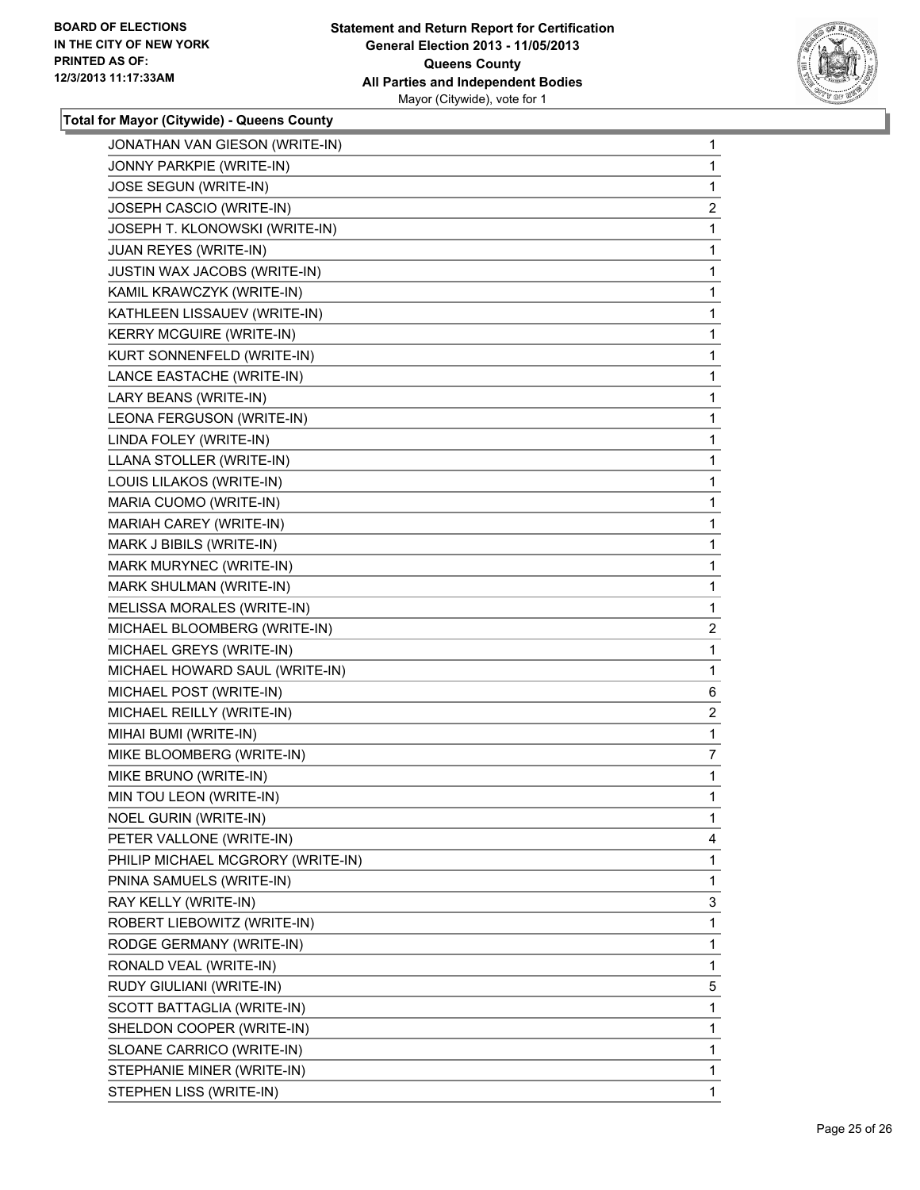**Total for Mayor (Citywide) - Queens County**

| | |
|---|---|
| JONATHAN VAN GIESON (WRITE-IN) | 1 |
| JONNY PARKPIE (WRITE-IN) | 1 |
| JOSE SEGUN (WRITE-IN) | 1 |
| JOSEPH CASCIO (WRITE-IN) | 2 |
| JOSEPH T. KLONOWSKI (WRITE-IN) | 1 |
| JUAN REYES (WRITE-IN) | 1 |
| JUSTIN WAX JACOBS (WRITE-IN) | 1 |
| KAMIL KRAWCZYK (WRITE-IN) | 1 |
| KATHLEEN LISSAUEV (WRITE-IN) | 1 |
| KERRY MCGUIRE (WRITE-IN) | 1 |
| KURT SONNENFELD (WRITE-IN) | 1 |
| LANCE EASTACHE (WRITE-IN) | 1 |
| LARY BEANS (WRITE-IN) | 1 |
| LEONA FERGUSON (WRITE-IN) | 1 |
| LINDA FOLEY (WRITE-IN) | 1 |
| LLANA STOLLER (WRITE-IN) | 1 |
| LOUIS LILAKOS (WRITE-IN) | 1 |
| MARIA CUOMO (WRITE-IN) | 1 |
| MARIAH CAREY (WRITE-IN) | 1 |
| MARK J BIBILS (WRITE-IN) | 1 |
| MARK MURYNEC (WRITE-IN) | 1 |
| MARK SHULMAN (WRITE-IN) | 1 |
| MELISSA MORALES (WRITE-IN) | 1 |
| MICHAEL BLOOMBERG (WRITE-IN) | 2 |
| MICHAEL GREYS (WRITE-IN) | 1 |
| MICHAEL HOWARD SAUL (WRITE-IN) | 1 |
| MICHAEL POST (WRITE-IN) | 6 |
| MICHAEL REILLY (WRITE-IN) | 2 |
| MIHAI BUMI (WRITE-IN) | 1 |
| MIKE BLOOMBERG (WRITE-IN) | 7 |
| MIKE BRUNO (WRITE-IN) | 1 |
| MIN TOU LEON (WRITE-IN) | 1 |
| NOEL GURIN (WRITE-IN) | 1 |
| PETER VALLONE (WRITE-IN) | 4 |
| PHILIP MICHAEL MCGRORY (WRITE-IN) | 1 |
| PNINA SAMUELS (WRITE-IN) | 1 |
| RAY KELLY (WRITE-IN) | 3 |
| ROBERT LIEBOWITZ (WRITE-IN) | 1 |
| RODGE GERMANY (WRITE-IN) | 1 |
| RONALD VEAL (WRITE-IN) | 1 |
| RUDY GIULIANI (WRITE-IN) | 5 |
| SCOTT BATTAGLIA (WRITE-IN) | 1 |
| SHELDON COOPER (WRITE-IN) | 1 |
| SLOANE CARRICO (WRITE-IN) | 1 |
| STEPHANIE MINER (WRITE-IN) | 1 |
| STEPHEN LISS (WRITE-IN) | 1 |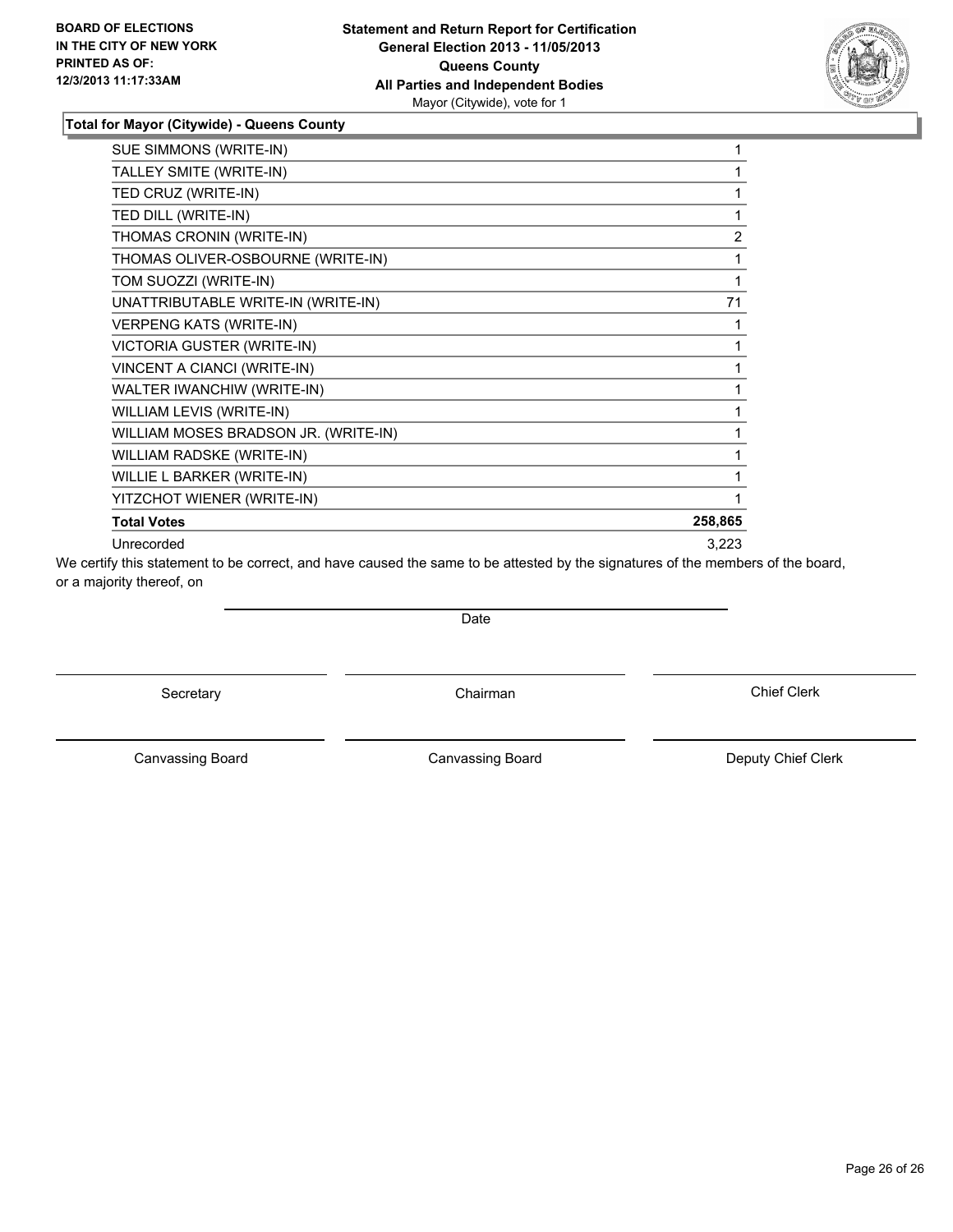**BOARD OF ELECTIONS IN THE CITY OF NEW YORK PRINTED AS OF: 12/3/2013 11:17:33AM**

**Statement and Return Report for Certification General Election 2013 - 11/05/2013 Queens County All Parties and Independent Bodies**
Mayor (Citywide), vote for 1

**Total for Mayor (Citywide) - Queens County**

| | |
|---|---|
| SUE SIMMONS (WRITE-IN) | 1 |
| TALLEY SMITE (WRITE-IN) | 1 |
| TED CRUZ (WRITE-IN) | 1 |
| TED DILL (WRITE-IN) | 1 |
| THOMAS CRONIN (WRITE-IN) | 2 |
| THOMAS OLIVER-OSBOURNE (WRITE-IN) | 1 |
| TOM SUOZZI (WRITE-IN) | 1 |
| UNATTRIBUTABLE WRITE-IN (WRITE-IN) | 71 |
| VERPENG KATS (WRITE-IN) | 1 |
| VICTORIA GUSTER (WRITE-IN) | 1 |
| VINCENT A CIANCI (WRITE-IN) | 1 |
| WALTER IWANCHIW (WRITE-IN) | 1 |
| WILLIAM LEVIS (WRITE-IN) | 1 |
| WILLIAM MOSES BRADSON JR. (WRITE-IN) | 1 |
| WILLIAM RADSKE (WRITE-IN) | 1 |
| WILLIE L BARKER (WRITE-IN) | 1 |
| YITZCHOT WIENER (WRITE-IN) | 1 |
| **Total Votes** | **258,865** |
| Unrecorded | 3,223 |

We certify this statement to be correct, and have caused the same to be attested by the signatures of the members of the board, or a majority thereof, on

Date

Secretary | Chairman | Chief Clerk

Canvassing Board | Canvassing Board | Deputy Chief Clerk